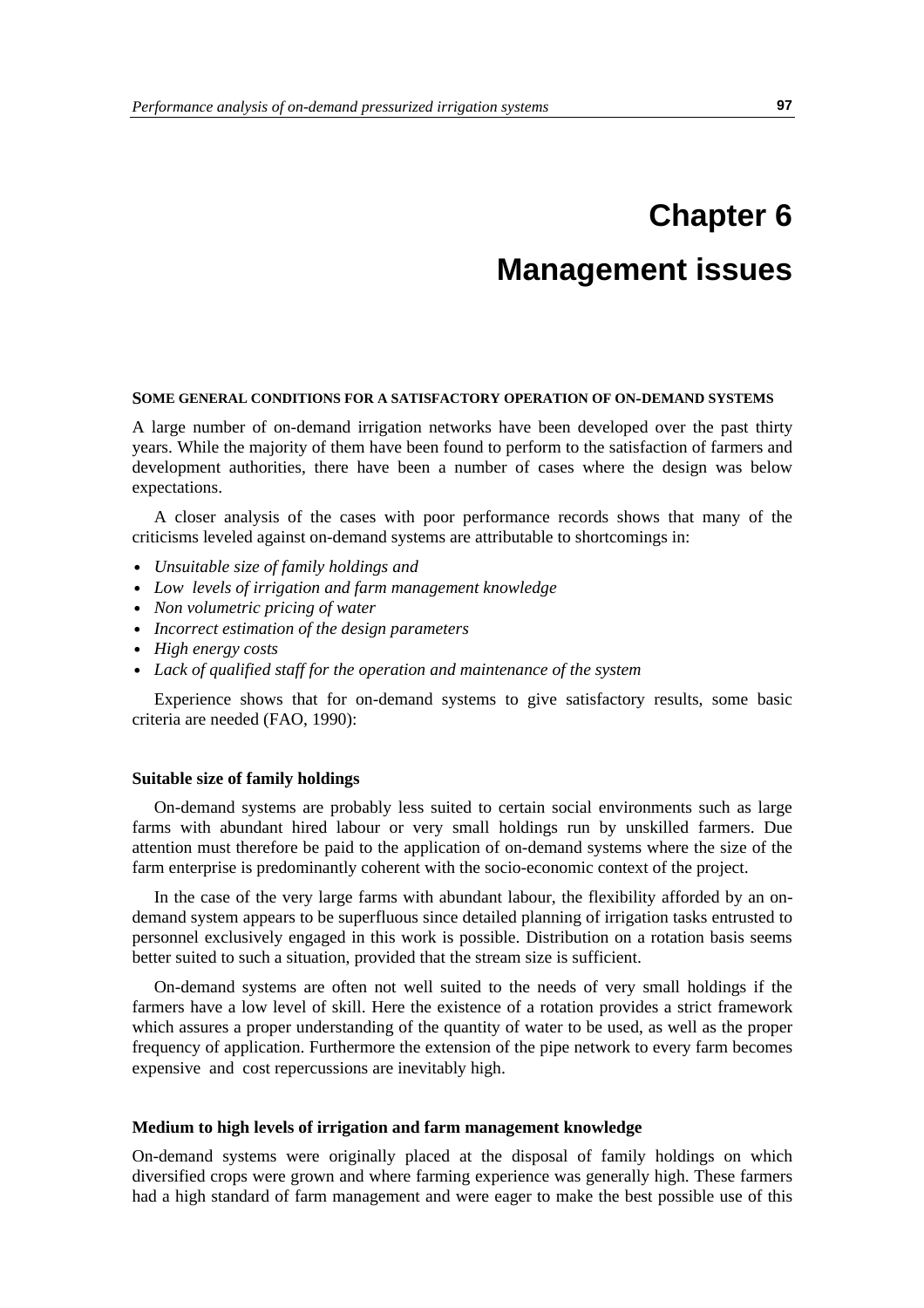# Chapter 6

# Management issues

## SOME GENERAL CONDITIONS FOR A SATISFACTORY OPERATION OF ON-DEMAND SYSTEMS

A large number of on-demand irrigation networks have been developed over the past thirty years. While the majority of them have been found to perform to the satisfaction of farmers and development authorities, there have been a number of cases where the design was below expectations.

A closer analysis of the cases with poor performance records shows that many of the criticisms leveled against on-demand systems are attributable to shortcomings in:

- *Unsuitable size of family holdings and*
- *Low levels of irrigation and farm management knowledge*
- *Non volumetric pricing of water*
- *Incorrect estimation of the design parameters*
- *High energy costs*
- *Lack of qualified staff for the operation and maintenance of the system*

Experience shows that for on-demand systems to give satisfactory results, some basic criteria are needed (FAO, 1990):

### Suitable size of family holdings

On-demand systems are probably less suited to certain social environments such as large farms with abundant hired labour or very small holdings run by unskilled farmers. Due attention must therefore be paid to the application of on-demand systems where the size of the farm enterprise is predominantly coherent with the socio-economic context of the project.

In the case of the very large farms with abundant labour, the flexibility afforded by an on-demand system appears to be superfluous since detailed planning of irrigation tasks entrusted to personnel exclusively engaged in this work is possible. Distribution on a rotation basis seems better suited to such a situation, provided that the stream size is sufficient.

On-demand systems are often not well suited to the needs of very small holdings if the farmers have a low level of skill. Here the existence of a rotation provides a strict framework which assures a proper understanding of the quantity of water to be used, as well as the proper frequency of application. Furthermore the extension of the pipe network to every farm becomes expensive and cost repercussions are inevitably high.

### Medium to high levels of irrigation and farm management knowledge

On-demand systems were originally placed at the disposal of family holdings on which diversified crops were grown and where farming experience was generally high. These farmers had a high standard of farm management and were eager to make the best possible use of this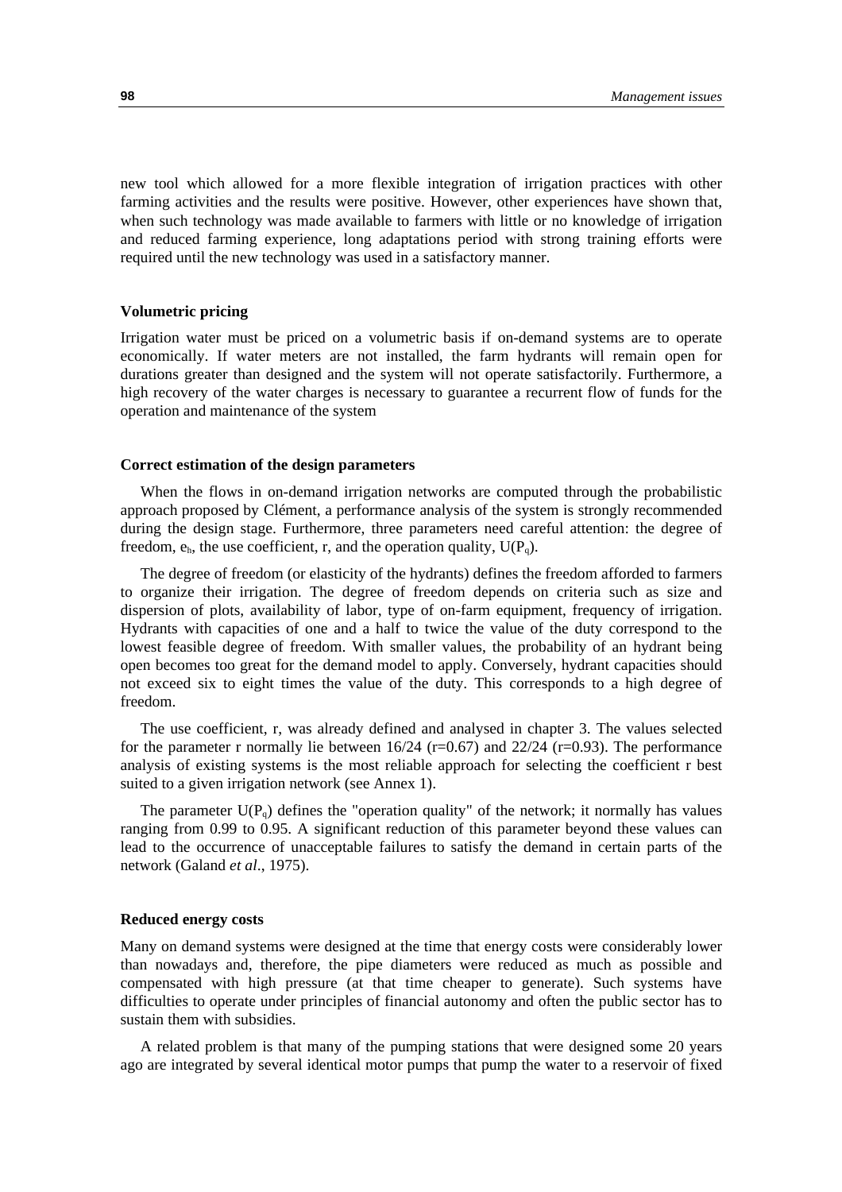new tool which allowed for a more flexible integration of irrigation practices with other farming activities and the results were positive. However, other experiences have shown that, when such technology was made available to farmers with little or no knowledge of irrigation and reduced farming experience, long adaptations period with strong training efforts were required until the new technology was used in a satisfactory manner.

### Volumetric pricing

Irrigation water must be priced on a volumetric basis if on-demand systems are to operate economically. If water meters are not installed, the farm hydrants will remain open for durations greater than designed and the system will not operate satisfactorily. Furthermore, a high recovery of the water charges is necessary to guarantee a recurrent flow of funds for the operation and maintenance of the system

### Correct estimation of the design parameters

When the flows in on-demand irrigation networks are computed through the probabilistic approach proposed by Clément, a performance analysis of the system is strongly recommended during the design stage. Furthermore, three parameters need careful attention: the degree of freedom, $e_h$, the use coefficient, r, and the operation quality, $U(P_q)$.

The degree of freedom (or elasticity of the hydrants) defines the freedom afforded to farmers to organize their irrigation. The degree of freedom depends on criteria such as size and dispersion of plots, availability of labor, type of on-farm equipment, frequency of irrigation. Hydrants with capacities of one and a half to twice the value of the duty correspond to the lowest feasible degree of freedom. With smaller values, the probability of an hydrant being open becomes too great for the demand model to apply. Conversely, hydrant capacities should not exceed six to eight times the value of the duty. This corresponds to a high degree of freedom.

The use coefficient, r, was already defined and analysed in chapter 3. The values selected for the parameter r normally lie between 16/24 (r=0.67) and 22/24 (r=0.93). The performance analysis of existing systems is the most reliable approach for selecting the coefficient r best suited to a given irrigation network (see Annex 1).

The parameter $U(P_q)$ defines the "operation quality" of the network; it normally has values ranging from 0.99 to 0.95. A significant reduction of this parameter beyond these values can lead to the occurrence of unacceptable failures to satisfy the demand in certain parts of the network (Galand *et al*., 1975).

### Reduced energy costs

Many on demand systems were designed at the time that energy costs were considerably lower than nowadays and, therefore, the pipe diameters were reduced as much as possible and compensated with high pressure (at that time cheaper to generate). Such systems have difficulties to operate under principles of financial autonomy and often the public sector has to sustain them with subsidies.

A related problem is that many of the pumping stations that were designed some 20 years ago are integrated by several identical motor pumps that pump the water to a reservoir of fixed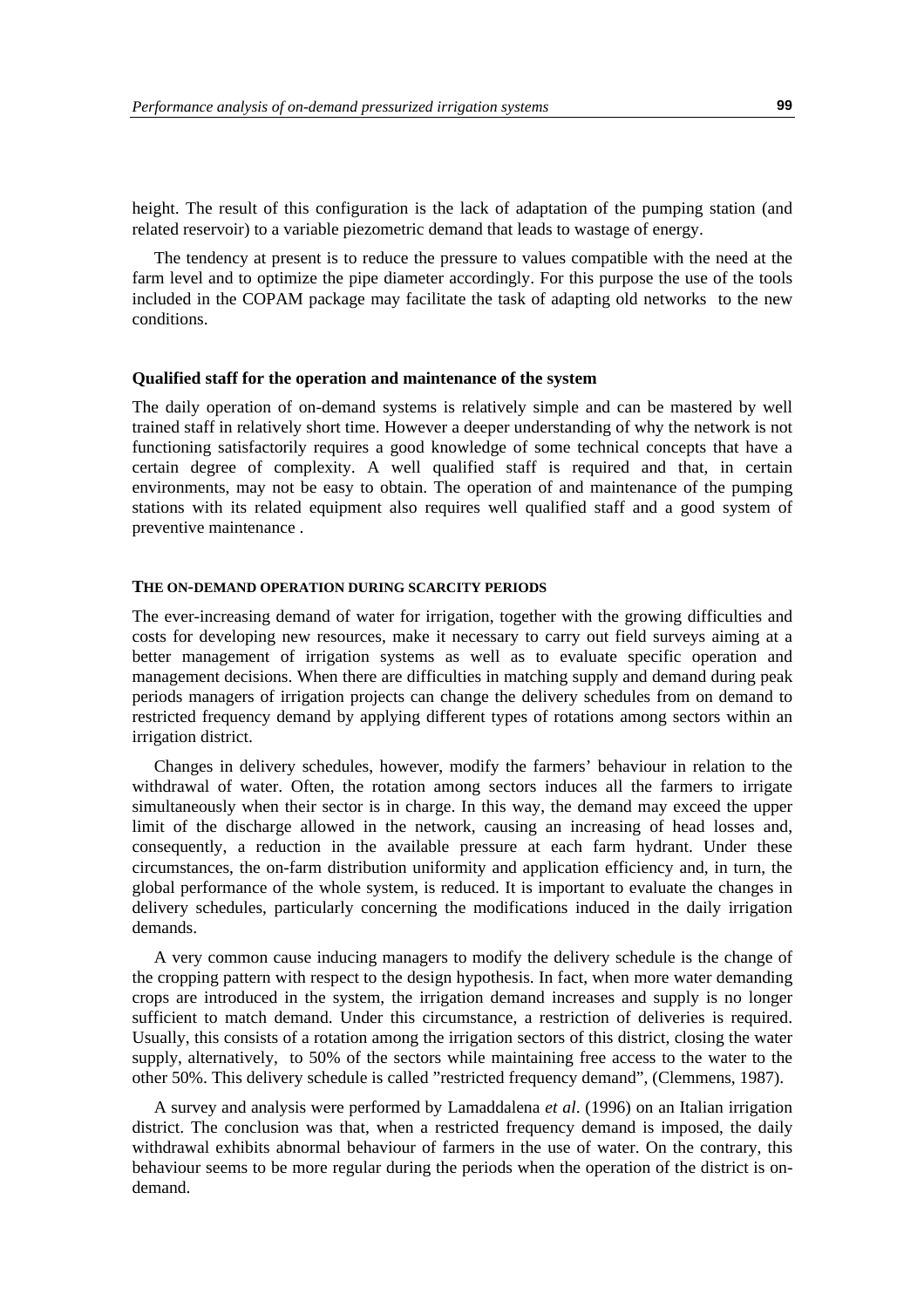height. The result of this configuration is the lack of adaptation of the pumping station (and related reservoir) to a variable piezometric demand that leads to wastage of energy.

The tendency at present is to reduce the pressure to values compatible with the need at the farm level and to optimize the pipe diameter accordingly. For this purpose the use of the tools included in the COPAM package may facilitate the task of adapting old networks to the new conditions.

### Qualified staff for the operation and maintenance of the system

The daily operation of on-demand systems is relatively simple and can be mastered by well trained staff in relatively short time. However a deeper understanding of why the network is not functioning satisfactorily requires a good knowledge of some technical concepts that have a certain degree of complexity. A well qualified staff is required and that, in certain environments, may not be easy to obtain. The operation of and maintenance of the pumping stations with its related equipment also requires well qualified staff and a good system of preventive maintenance .

## THE ON-DEMAND OPERATION DURING SCARCITY PERIODS

The ever-increasing demand of water for irrigation, together with the growing difficulties and costs for developing new resources, make it necessary to carry out field surveys aiming at a better management of irrigation systems as well as to evaluate specific operation and management decisions. When there are difficulties in matching supply and demand during peak periods managers of irrigation projects can change the delivery schedules from on demand to restricted frequency demand by applying different types of rotations among sectors within an irrigation district.

Changes in delivery schedules, however, modify the farmers' behaviour in relation to the withdrawal of water. Often, the rotation among sectors induces all the farmers to irrigate simultaneously when their sector is in charge. In this way, the demand may exceed the upper limit of the discharge allowed in the network, causing an increasing of head losses and, consequently, a reduction in the available pressure at each farm hydrant. Under these circumstances, the on-farm distribution uniformity and application efficiency and, in turn, the global performance of the whole system, is reduced. It is important to evaluate the changes in delivery schedules, particularly concerning the modifications induced in the daily irrigation demands.

A very common cause inducing managers to modify the delivery schedule is the change of the cropping pattern with respect to the design hypothesis. In fact, when more water demanding crops are introduced in the system, the irrigation demand increases and supply is no longer sufficient to match demand. Under this circumstance, a restriction of deliveries is required. Usually, this consists of a rotation among the irrigation sectors of this district, closing the water supply, alternatively, to 50% of the sectors while maintaining free access to the water to the other 50%. This delivery schedule is called "restricted frequency demand", (Clemmens, 1987).

A survey and analysis were performed by Lamaddalena *et al*. (1996) on an Italian irrigation district. The conclusion was that, when a restricted frequency demand is imposed, the daily withdrawal exhibits abnormal behaviour of farmers in the use of water. On the contrary, this behaviour seems to be more regular during the periods when the operation of the district is on-demand.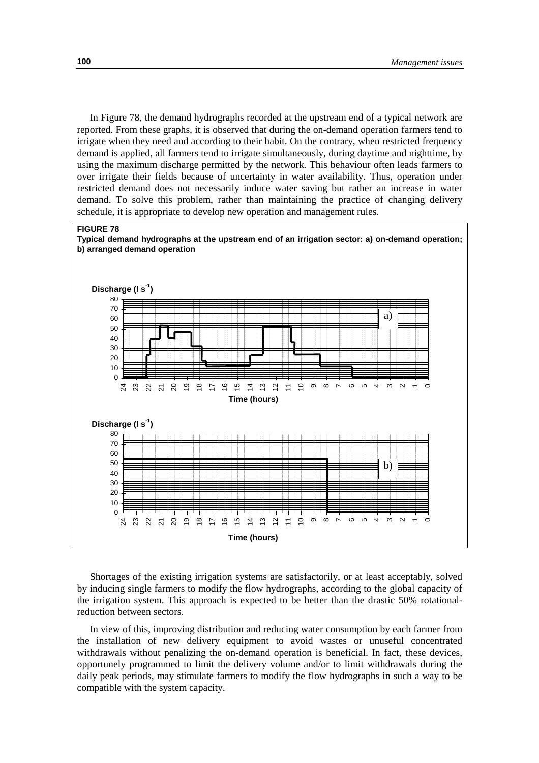In Figure 78, the demand hydrographs recorded at the upstream end of a typical network are reported. From these graphs, it is observed that during the on-demand operation farmers tend to irrigate when they need and according to their habit. On the contrary, when restricted frequency demand is applied, all farmers tend to irrigate simultaneously, during daytime and nighttime, by using the maximum discharge permitted by the network. This behaviour often leads farmers to over irrigate their fields because of uncertainty in water availability. Thus, operation under restricted demand does not necessarily induce water saving but rather an increase in water demand. To solve this problem, rather than maintaining the practice of changing delivery schedule, it is appropriate to develop new operation and management rules.

**FIGURE 78**
**Typical demand hydrographs at the upstream end of an irrigation sector: a) on-demand operation; b) arranged demand operation**

Shortages of the existing irrigation systems are satisfactorily, or at least acceptably, solved by inducing single farmers to modify the flow hydrographs, according to the global capacity of the irrigation system. This approach is expected to be better than the drastic 50% rotational-reduction between sectors.

In view of this, improving distribution and reducing water consumption by each farmer from the installation of new delivery equipment to avoid wastes or unuseful concentrated withdrawals without penalizing the on-demand operation is beneficial. In fact, these devices, opportunely programmed to limit the delivery volume and/or to limit withdrawals during the daily peak periods, may stimulate farmers to modify the flow hydrographs in such a way to be compatible with the system capacity.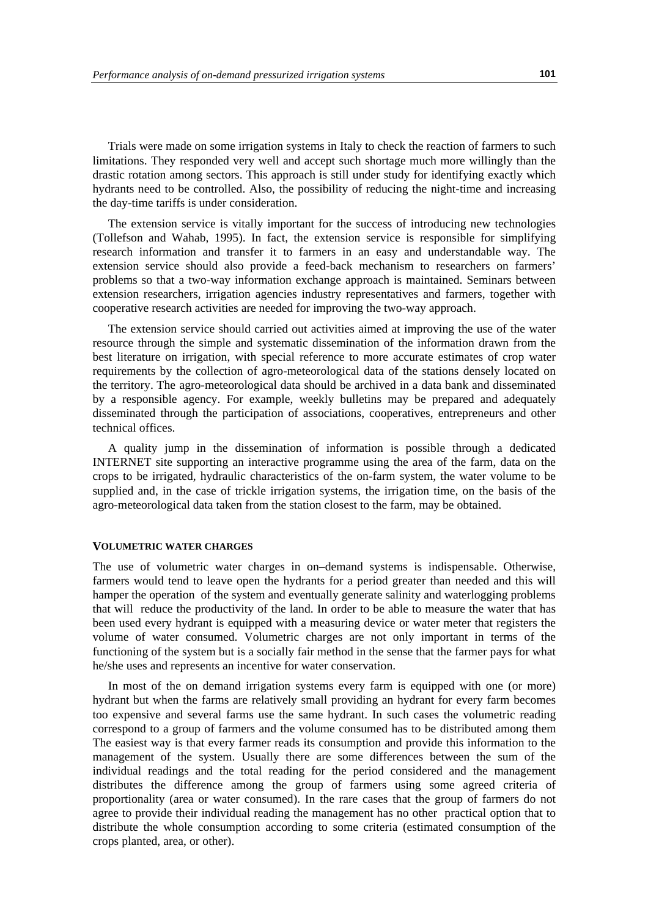Trials were made on some irrigation systems in Italy to check the reaction of farmers to such limitations. They responded very well and accept such shortage much more willingly than the drastic rotation among sectors. This approach is still under study for identifying exactly which hydrants need to be controlled. Also, the possibility of reducing the night-time and increasing the day-time tariffs is under consideration.

The extension service is vitally important for the success of introducing new technologies (Tollefson and Wahab, 1995). In fact, the extension service is responsible for simplifying research information and transfer it to farmers in an easy and understandable way. The extension service should also provide a feed-back mechanism to researchers on farmers' problems so that a two-way information exchange approach is maintained. Seminars between extension researchers, irrigation agencies industry representatives and farmers, together with cooperative research activities are needed for improving the two-way approach.

The extension service should carried out activities aimed at improving the use of the water resource through the simple and systematic dissemination of the information drawn from the best literature on irrigation, with special reference to more accurate estimates of crop water requirements by the collection of agro-meteorological data of the stations densely located on the territory. The agro-meteorological data should be archived in a data bank and disseminated by a responsible agency. For example, weekly bulletins may be prepared and adequately disseminated through the participation of associations, cooperatives, entrepreneurs and other technical offices.

A quality jump in the dissemination of information is possible through a dedicated INTERNET site supporting an interactive programme using the area of the farm, data on the crops to be irrigated, hydraulic characteristics of the on-farm system, the water volume to be supplied and, in the case of trickle irrigation systems, the irrigation time, on the basis of the agro-meteorological data taken from the station closest to the farm, may be obtained.

## VOLUMETRIC WATER CHARGES

The use of volumetric water charges in on–demand systems is indispensable. Otherwise, farmers would tend to leave open the hydrants for a period greater than needed and this will hamper the operation of the system and eventually generate salinity and waterlogging problems that will reduce the productivity of the land. In order to be able to measure the water that has been used every hydrant is equipped with a measuring device or water meter that registers the volume of water consumed. Volumetric charges are not only important in terms of the functioning of the system but is a socially fair method in the sense that the farmer pays for what he/she uses and represents an incentive for water conservation.

In most of the on demand irrigation systems every farm is equipped with one (or more) hydrant but when the farms are relatively small providing an hydrant for every farm becomes too expensive and several farms use the same hydrant. In such cases the volumetric reading correspond to a group of farmers and the volume consumed has to be distributed among them The easiest way is that every farmer reads its consumption and provide this information to the management of the system. Usually there are some differences between the sum of the individual readings and the total reading for the period considered and the management distributes the difference among the group of farmers using some agreed criteria of proportionality (area or water consumed). In the rare cases that the group of farmers do not agree to provide their individual reading the management has no other practical option that to distribute the whole consumption according to some criteria (estimated consumption of the crops planted, area, or other).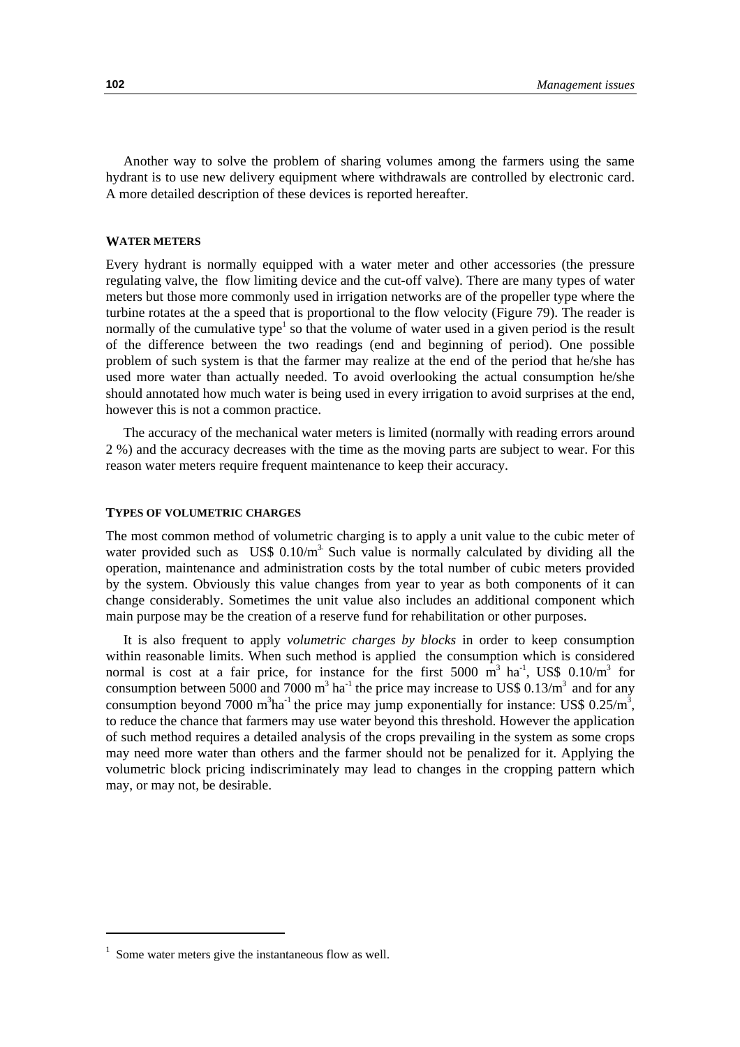Another way to solve the problem of sharing volumes among the farmers using the same hydrant is to use new delivery equipment where withdrawals are controlled by electronic card. A more detailed description of these devices is reported hereafter.

## WATER METERS

Every hydrant is normally equipped with a water meter and other accessories (the pressure regulating valve, the flow limiting device and the cut-off valve). There are many types of water meters but those more commonly used in irrigation networks are of the propeller type where the turbine rotates at a speed that is proportional to the flow velocity (Figure 79). The reader is normally of the cumulative type[1] so that the volume of water used in a given period is the result of the difference between the two readings (end and beginning of period). One possible problem of such system is that the farmer may realize at the end of the period that he/she has used more water than actually needed. To avoid overlooking the actual consumption he/she should annotated how much water is being used in every irrigation to avoid surprises at the end, however this is not a common practice.

The accuracy of the mechanical water meters is limited (normally with reading errors around 2 %) and the accuracy decreases with the time as the moving parts are subject to wear. For this reason water meters require frequent maintenance to keep their accuracy.

## TYPES OF VOLUMETRIC CHARGES

The most common method of volumetric charging is to apply a unit value to the cubic meter of water provided such as US$ 0.10/m$^3$. Such value is normally calculated by dividing all the operation, maintenance and administration costs by the total number of cubic meters provided by the system. Obviously this value changes from year to year as both components of it can change considerably. Sometimes the unit value also includes an additional component which main purpose may be the creation of a reserve fund for rehabilitation or other purposes.

It is also frequent to apply *volumetric charges by blocks* in order to keep consumption within reasonable limits. When such method is applied the consumption which is considered normal is cost at a fair price, for instance for the first 5000 m$^3$ ha$^{-1}$, US$ 0.10/m$^3$ for consumption between 5000 and 7000 m$^3$ ha$^{-1}$ the price may increase to US$ 0.13/m$^3$ and for any consumption beyond 7000 m$^3$ha$^{-1}$ the price may jump exponentially for instance: US$ 0.25/m$^3$, to reduce the chance that farmers may use water beyond this threshold. However the application of such method requires a detailed analysis of the crops prevailing in the system as some crops may need more water than others and the farmer should not be penalized for it. Applying the volumetric block pricing indiscriminately may lead to changes in the cropping pattern which may, or may not, be desirable.

---

[1] Some water meters give the instantaneous flow as well.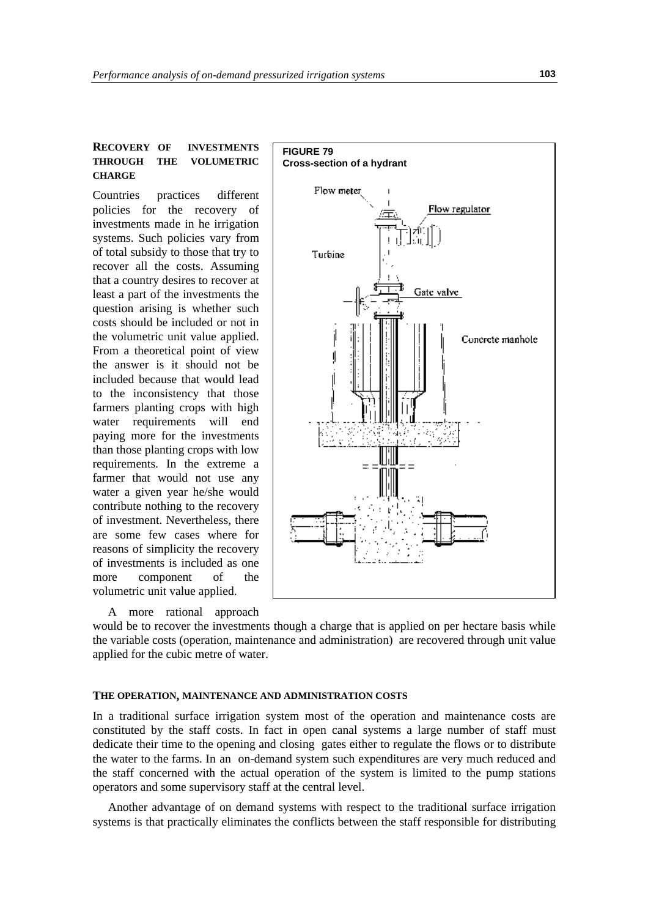## RECOVERY OF INVESTMENTS THROUGH THE VOLUMETRIC CHARGE

Countries practices different policies for the recovery of investments made in he irrigation systems. Such policies vary from of total subsidy to those that try to recover all the costs. Assuming that a country desires to recover at least a part of the investments the question arising is whether such costs should be included or not in the volumetric unit value applied. From a theoretical point of view the answer is it should not be included because that would lead to the inconsistency that those farmers planting crops with high water requirements will end paying more for the investments than those planting crops with low requirements. In the extreme a farmer that would not use any water a given year he/she would contribute nothing to the recovery of investment. Nevertheless, there are some few cases where for reasons of simplicity the recovery of investments is included as one more component of the volumetric unit value applied.

**FIGURE 79**
**Cross-section of a hydrant**

Flow meter

Flow regulator

Turbine

Gate valve

Concrete manhole

A more rational approach would be to recover the investments though a charge that is applied on per hectare basis while the variable costs (operation, maintenance and administration) are recovered through unit value applied for the cubic metre of water.

## THE OPERATION, MAINTENANCE AND ADMINISTRATION COSTS

In a traditional surface irrigation system most of the operation and maintenance costs are constituted by the staff costs. In fact in open canal systems a large number of staff must dedicate their time to the opening and closing gates either to regulate the flows or to distribute the water to the farms. In an on-demand system such expenditures are very much reduced and the staff concerned with the actual operation of the system is limited to the pump stations operators and some supervisory staff at the central level.

Another advantage of on demand systems with respect to the traditional surface irrigation systems is that practically eliminates the conflicts between the staff responsible for distributing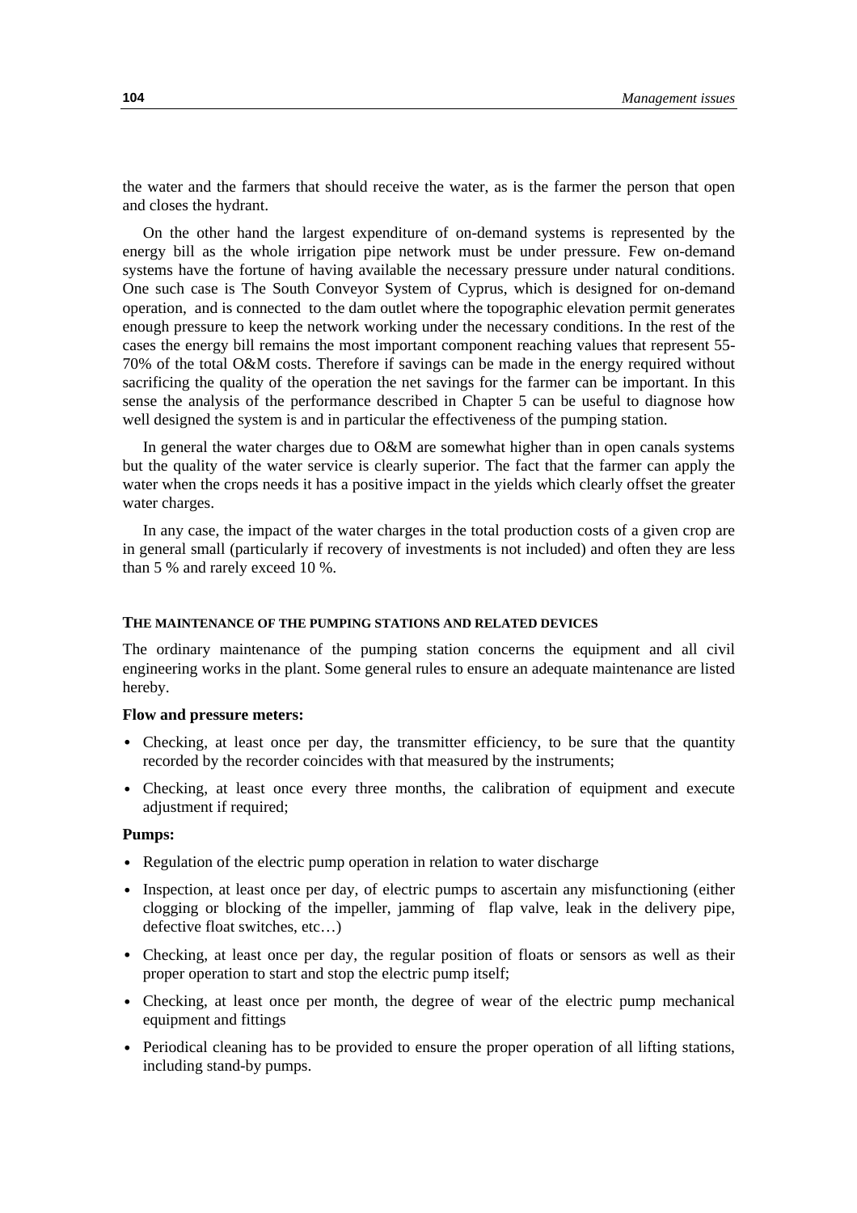the water and the farmers that should receive the water, as is the farmer the person that open and closes the hydrant.

On the other hand the largest expenditure of on-demand systems is represented by the energy bill as the whole irrigation pipe network must be under pressure. Few on-demand systems have the fortune of having available the necessary pressure under natural conditions. One such case is The South Conveyor System of Cyprus, which is designed for on-demand operation, and is connected to the dam outlet where the topographic elevation permit generates enough pressure to keep the network working under the necessary conditions. In the rest of the cases the energy bill remains the most important component reaching values that represent 55-70% of the total O&M costs. Therefore if savings can be made in the energy required without sacrificing the quality of the operation the net savings for the farmer can be important. In this sense the analysis of the performance described in Chapter 5 can be useful to diagnose how well designed the system is and in particular the effectiveness of the pumping station.

In general the water charges due to O&M are somewhat higher than in open canals systems but the quality of the water service is clearly superior. The fact that the farmer can apply the water when the crops needs it has a positive impact in the yields which clearly offset the greater water charges.

In any case, the impact of the water charges in the total production costs of a given crop are in general small (particularly if recovery of investments is not included) and often they are less than 5 % and rarely exceed 10 %.

### THE MAINTENANCE OF THE PUMPING STATIONS AND RELATED DEVICES

The ordinary maintenance of the pumping station concerns the equipment and all civil engineering works in the plant. Some general rules to ensure an adequate maintenance are listed hereby.

**Flow and pressure meters:**

- Checking, at least once per day, the transmitter efficiency, to be sure that the quantity recorded by the recorder coincides with that measured by the instruments;
- Checking, at least once every three months, the calibration of equipment and execute adjustment if required;

**Pumps:**

- Regulation of the electric pump operation in relation to water discharge
- Inspection, at least once per day, of electric pumps to ascertain any misfunctioning (either clogging or blocking of the impeller, jamming of flap valve, leak in the delivery pipe, defective float switches, etc…)
- Checking, at least once per day, the regular position of floats or sensors as well as their proper operation to start and stop the electric pump itself;
- Checking, at least once per month, the degree of wear of the electric pump mechanical equipment and fittings
- Periodical cleaning has to be provided to ensure the proper operation of all lifting stations, including stand-by pumps.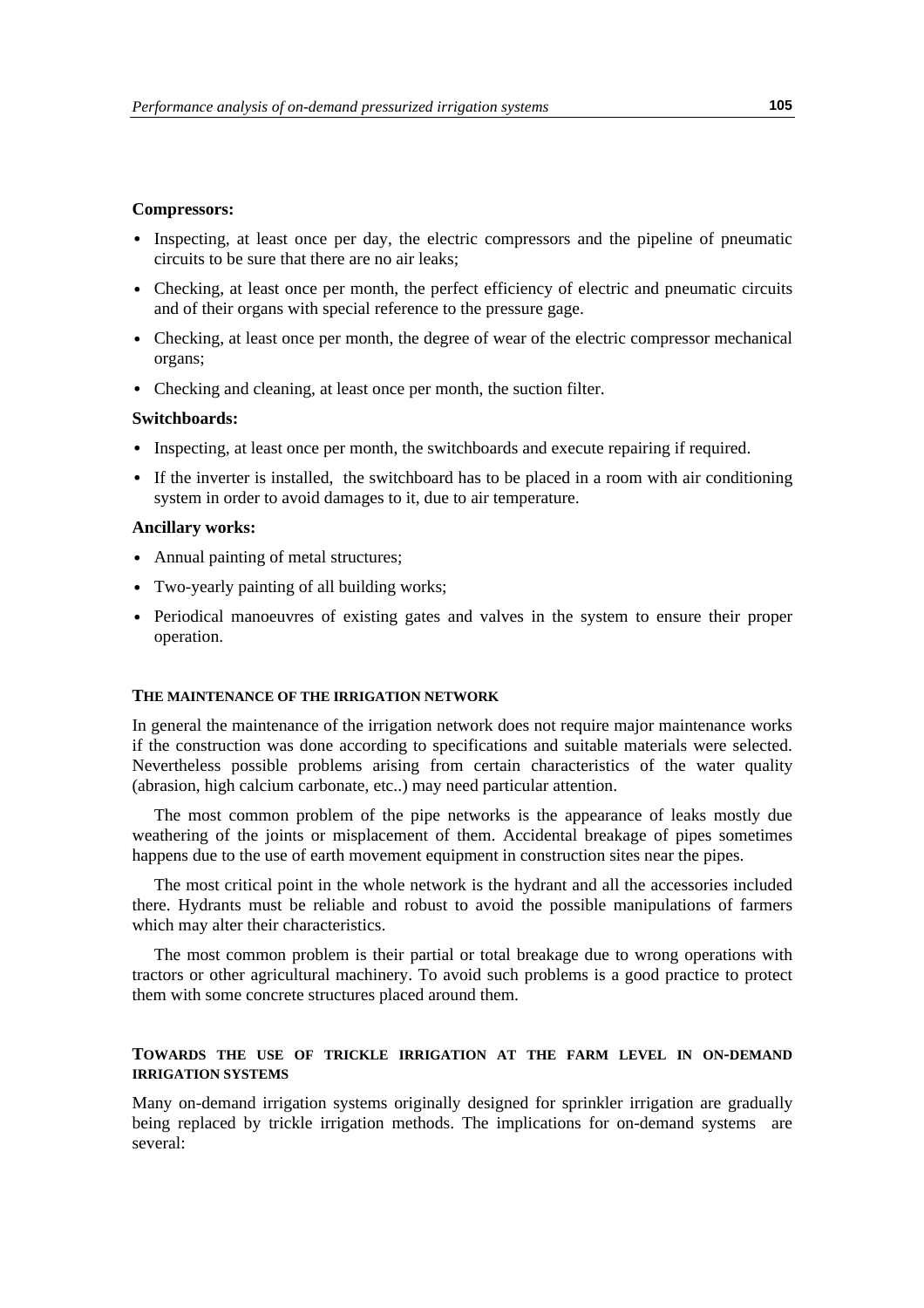**Compressors:**

- Inspecting, at least once per day, the electric compressors and the pipeline of pneumatic circuits to be sure that there are no air leaks;
- Checking, at least once per month, the perfect efficiency of electric and pneumatic circuits and of their organs with special reference to the pressure gage.
- Checking, at least once per month, the degree of wear of the electric compressor mechanical organs;
- Checking and cleaning, at least once per month, the suction filter.

**Switchboards:**

- Inspecting, at least once per month, the switchboards and execute repairing if required.
- If the inverter is installed, the switchboard has to be placed in a room with air conditioning system in order to avoid damages to it, due to air temperature.

**Ancillary works:**

- Annual painting of metal structures;
- Two-yearly painting of all building works;
- Periodical manoeuvres of existing gates and valves in the system to ensure their proper operation.

## THE MAINTENANCE OF THE IRRIGATION NETWORK

In general the maintenance of the irrigation network does not require major maintenance works if the construction was done according to specifications and suitable materials were selected. Nevertheless possible problems arising from certain characteristics of the water quality (abrasion, high calcium carbonate, etc..) may need particular attention.

The most common problem of the pipe networks is the appearance of leaks mostly due weathering of the joints or misplacement of them. Accidental breakage of pipes sometimes happens due to the use of earth movement equipment in construction sites near the pipes.

The most critical point in the whole network is the hydrant and all the accessories included there. Hydrants must be reliable and robust to avoid the possible manipulations of farmers which may alter their characteristics.

The most common problem is their partial or total breakage due to wrong operations with tractors or other agricultural machinery. To avoid such problems is a good practice to protect them with some concrete structures placed around them.

## TOWARDS THE USE OF TRICKLE IRRIGATION AT THE FARM LEVEL IN ON-DEMAND IRRIGATION SYSTEMS

Many on-demand irrigation systems originally designed for sprinkler irrigation are gradually being replaced by trickle irrigation methods. The implications for on-demand systems are several: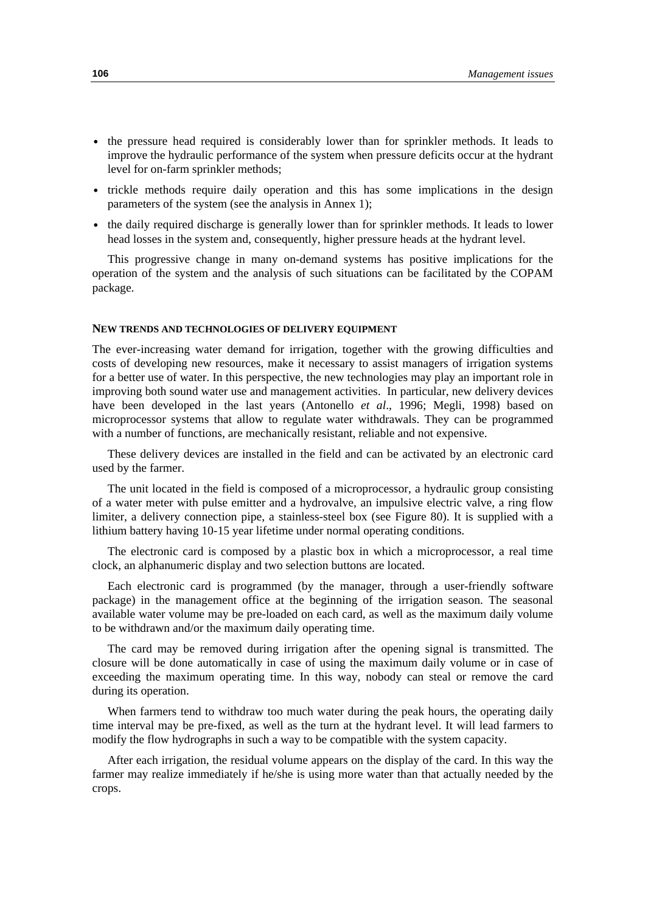- the pressure head required is considerably lower than for sprinkler methods. It leads to improve the hydraulic performance of the system when pressure deficits occur at the hydrant level for on-farm sprinkler methods;
- trickle methods require daily operation and this has some implications in the design parameters of the system (see the analysis in Annex 1);
- the daily required discharge is generally lower than for sprinkler methods. It leads to lower head losses in the system and, consequently, higher pressure heads at the hydrant level.

This progressive change in many on-demand systems has positive implications for the operation of the system and the analysis of such situations can be facilitated by the COPAM package.

## NEW TRENDS AND TECHNOLOGIES OF DELIVERY EQUIPMENT

The ever-increasing water demand for irrigation, together with the growing difficulties and costs of developing new resources, make it necessary to assist managers of irrigation systems for a better use of water. In this perspective, the new technologies may play an important role in improving both sound water use and management activities. In particular, new delivery devices have been developed in the last years (Antonello *et al*., 1996; Megli, 1998) based on microprocessor systems that allow to regulate water withdrawals. They can be programmed with a number of functions, are mechanically resistant, reliable and not expensive.

These delivery devices are installed in the field and can be activated by an electronic card used by the farmer.

The unit located in the field is composed of a microprocessor, a hydraulic group consisting of a water meter with pulse emitter and a hydrovalve, an impulsive electric valve, a ring flow limiter, a delivery connection pipe, a stainless-steel box (see Figure 80). It is supplied with a lithium battery having 10-15 year lifetime under normal operating conditions.

The electronic card is composed by a plastic box in which a microprocessor, a real time clock, an alphanumeric display and two selection buttons are located.

Each electronic card is programmed (by the manager, through a user-friendly software package) in the management office at the beginning of the irrigation season. The seasonal available water volume may be pre-loaded on each card, as well as the maximum daily volume to be withdrawn and/or the maximum daily operating time.

The card may be removed during irrigation after the opening signal is transmitted. The closure will be done automatically in case of using the maximum daily volume or in case of exceeding the maximum operating time. In this way, nobody can steal or remove the card during its operation.

When farmers tend to withdraw too much water during the peak hours, the operating daily time interval may be pre-fixed, as well as the turn at the hydrant level. It will lead farmers to modify the flow hydrographs in such a way to be compatible with the system capacity.

After each irrigation, the residual volume appears on the display of the card. In this way the farmer may realize immediately if he/she is using more water than that actually needed by the crops.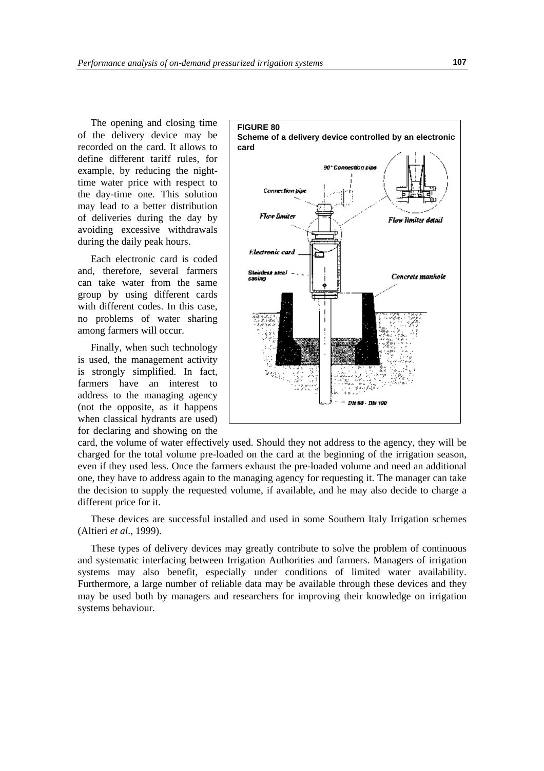The opening and closing time of the delivery device may be recorded on the card. It allows to define different tariff rules, for example, by reducing the night-time water price with respect to the day-time one. This solution may lead to a better distribution of deliveries during the day by avoiding excessive withdrawals during the daily peak hours.

Each electronic card is coded and, therefore, several farmers can take water from the same group by using different cards with different codes. In this case, no problems of water sharing among farmers will occur.

Finally, when such technology is used, the management activity is strongly simplified. In fact, farmers have an interest to address to the managing agency (not the opposite, as it happens when classical hydrants are used) for declaring and showing on the card, the volume of water effectively used. Should they not address to the agency, they will be charged for the total volume pre-loaded on the card at the beginning of the irrigation season, even if they used less. Once the farmers exhaust the pre-loaded volume and need an additional one, they have to address again to the managing agency for requesting it. The manager can take the decision to supply the requested volume, if available, and he may also decide to charge a different price for it.

**FIGURE 80**
**Scheme of a delivery device controlled by an electronic card**

These devices are successful installed and used in some Southern Italy Irrigation schemes (Altieri *et al*., 1999).

These types of delivery devices may greatly contribute to solve the problem of continuous and systematic interfacing between Irrigation Authorities and farmers. Managers of irrigation systems may also benefit, especially under conditions of limited water availability. Furthermore, a large number of reliable data may be available through these devices and they may be used both by managers and researchers for improving their knowledge on irrigation systems behaviour.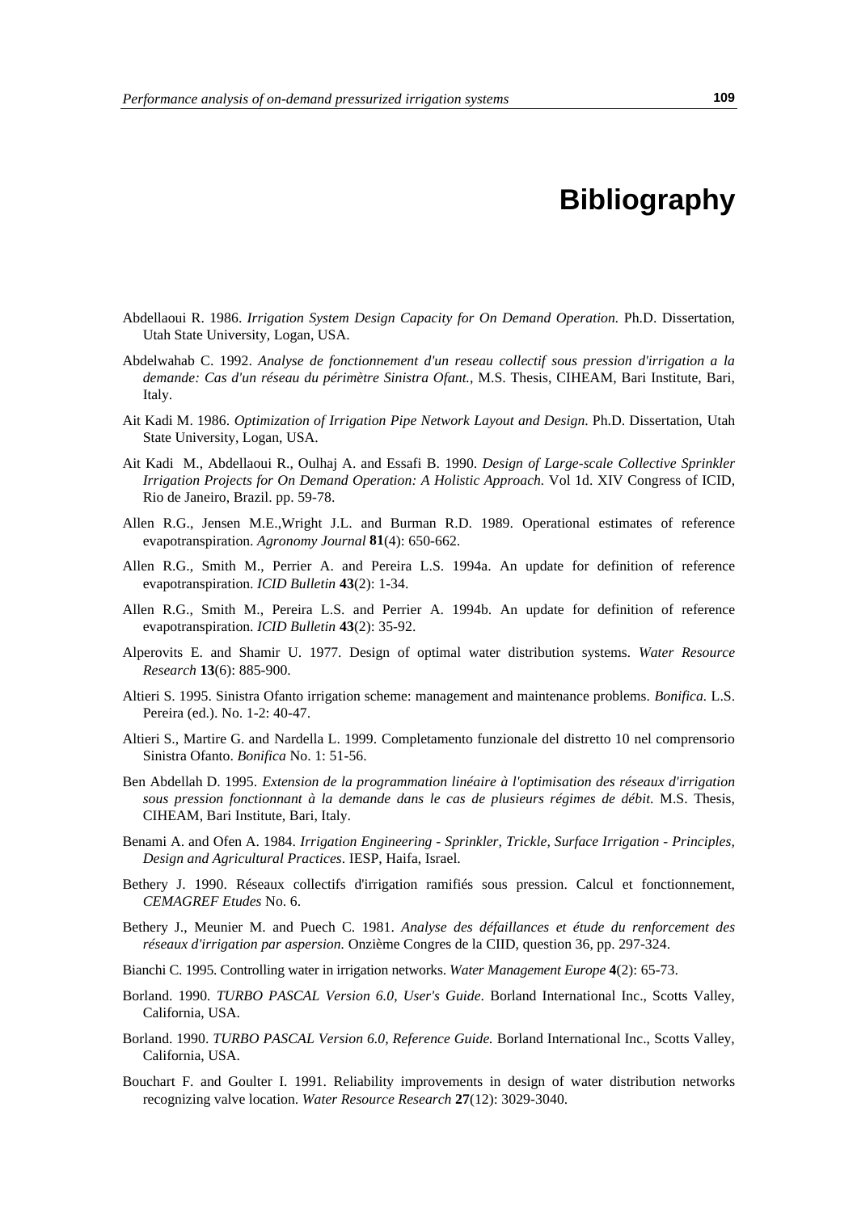# Bibliography

Abdellaoui R. 1986. *Irrigation System Design Capacity for On Demand Operation.* Ph.D. Dissertation, Utah State University, Logan, USA.

Abdelwahab C. 1992. *Analyse de fonctionnement d'un reseau collectif sous pression d'irrigation a la demande: Cas d'un réseau du périmètre Sinistra Ofant.*, M.S. Thesis, CIHEAM, Bari Institute, Bari, Italy.

Ait Kadi M. 1986. *Optimization of Irrigation Pipe Network Layout and Design*. Ph.D. Dissertation, Utah State University, Logan, USA.

Ait Kadi M., Abdellaoui R., Oulhaj A. and Essafi B. 1990. *Design of Large-scale Collective Sprinkler Irrigation Projects for On Demand Operation: A Holistic Approach.* Vol 1d. XIV Congress of ICID, Rio de Janeiro, Brazil. pp. 59-78.

Allen R.G., Jensen M.E.,Wright J.L. and Burman R.D. 1989. Operational estimates of reference evapotranspiration. *Agronomy Journal* **81**(4): 650-662.

Allen R.G., Smith M., Perrier A. and Pereira L.S. 1994a. An update for definition of reference evapotranspiration. *ICID Bulletin* **43**(2): 1-34.

Allen R.G., Smith M., Pereira L.S. and Perrier A. 1994b. An update for definition of reference evapotranspiration. *ICID Bulletin* **43**(2): 35-92.

Alperovits E. and Shamir U. 1977. Design of optimal water distribution systems. *Water Resource Research* **13**(6): 885-900.

Altieri S. 1995. Sinistra Ofanto irrigation scheme: management and maintenance problems. *Bonifica.* L.S. Pereira (ed.). No. 1-2: 40-47.

Altieri S., Martire G. and Nardella L. 1999. Completamento funzionale del distretto 10 nel comprensorio Sinistra Ofanto. *Bonifica* No. 1: 51-56.

Ben Abdellah D. 1995. *Extension de la programmation linéaire à l'optimisation des réseaux d'irrigation sous pression fonctionnant à la demande dans le cas de plusieurs régimes de débit.* M.S. Thesis, CIHEAM, Bari Institute, Bari, Italy.

Benami A. and Ofen A. 1984. *Irrigation Engineering - Sprinkler, Trickle, Surface Irrigation - Principles, Design and Agricultural Practices*. IESP, Haifa, Israel.

Bethery J. 1990. Réseaux collectifs d'irrigation ramifiés sous pression. Calcul et fonctionnement, *CEMAGREF Etudes* No. 6.

Bethery J., Meunier M. and Puech C. 1981. *Analyse des défaillances et étude du renforcement des réseaux d'irrigation par aspersion.* Onzième Congres de la CIID, question 36, pp. 297-324.

Bianchi C. 1995. Controlling water in irrigation networks. *Water Management Europe* **4**(2): 65-73.

Borland. 1990. *TURBO PASCAL Version 6.0, User's Guide*. Borland International Inc., Scotts Valley, California, USA.

Borland. 1990. *TURBO PASCAL Version 6.0, Reference Guide.* Borland International Inc., Scotts Valley, California, USA.

Bouchart F. and Goulter I. 1991. Reliability improvements in design of water distribution networks recognizing valve location. *Water Resource Research* **27**(12): 3029-3040.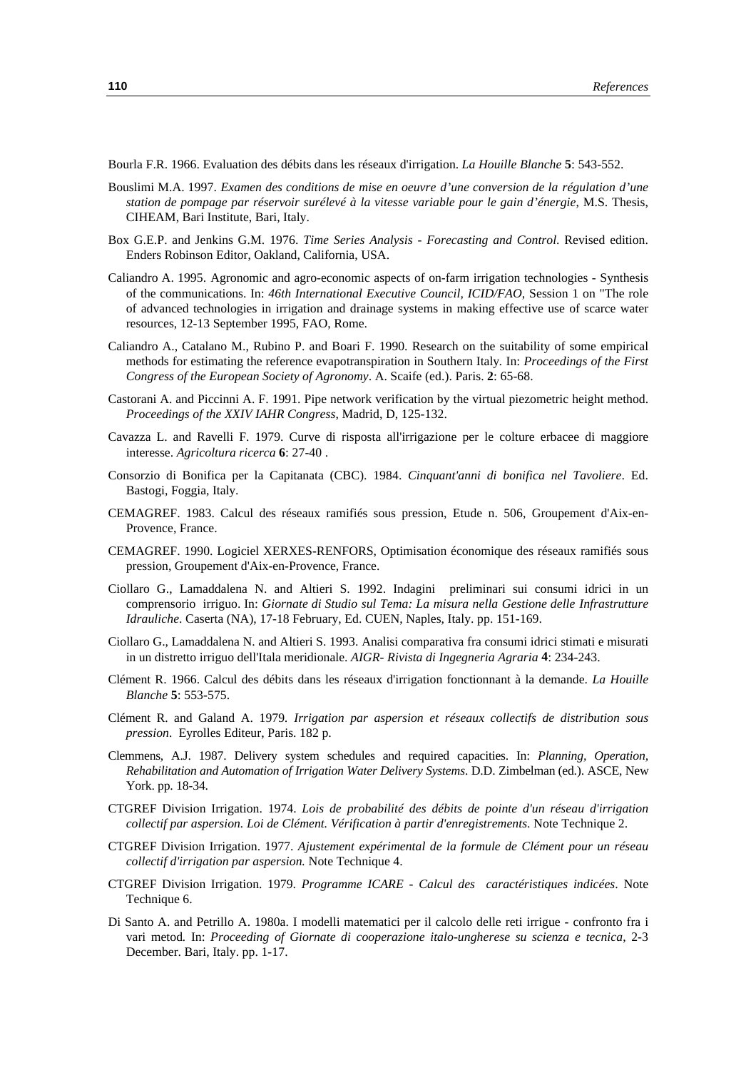Bourla F.R. 1966. Evaluation des débits dans les réseaux d'irrigation. *La Houille Blanche* **5**: 543-552.

Bouslimi M.A. 1997. *Examen des conditions de mise en oeuvre d'une conversion de la régulation d'une station de pompage par réservoir surélevé à la vitesse variable pour le gain d'énergie*, M.S. Thesis, CIHEAM, Bari Institute, Bari, Italy.

Box G.E.P. and Jenkins G.M. 1976. *Time Series Analysis - Forecasting and Control*. Revised edition. Enders Robinson Editor, Oakland, California, USA.

Caliandro A. 1995. Agronomic and agro-economic aspects of on-farm irrigation technologies - Synthesis of the communications. In: *46th International Executive Council, ICID/FAO,* Session 1 on "The role of advanced technologies in irrigation and drainage systems in making effective use of scarce water resources, 12-13 September 1995, FAO, Rome.

Caliandro A., Catalano M., Rubino P. and Boari F. 1990. Research on the suitability of some empirical methods for estimating the reference evapotranspiration in Southern Italy. In: *Proceedings of the First Congress of the European Society of Agronomy*. A. Scaife (ed.). Paris. **2**: 65-68.

Castorani A. and Piccinni A. F. 1991. Pipe network verification by the virtual piezometric height method. *Proceedings of the XXIV IAHR Congress*, Madrid, D, 125-132.

Cavazza L. and Ravelli F. 1979. Curve di risposta all'irrigazione per le colture erbacee di maggiore interesse. *Agricoltura ricerca* **6**: 27-40 .

Consorzio di Bonifica per la Capitanata (CBC). 1984. *Cinquant'anni di bonifica nel Tavoliere*. Ed. Bastogi, Foggia, Italy.

CEMAGREF. 1983. Calcul des réseaux ramifiés sous pression, Etude n. 506, Groupement d'Aix-en-Provence, France.

CEMAGREF. 1990. Logiciel XERXES-RENFORS, Optimisation économique des réseaux ramifiés sous pression, Groupement d'Aix-en-Provence, France.

Ciollaro G., Lamaddalena N. and Altieri S. 1992. Indagini preliminari sui consumi idrici in un comprensorio irriguo. In: *Giornate di Studio sul Tema: La misura nella Gestione delle Infrastrutture Idrauliche*. Caserta (NA), 17-18 February, Ed. CUEN, Naples, Italy. pp. 151-169.

Ciollaro G., Lamaddalena N. and Altieri S. 1993. Analisi comparativa fra consumi idrici stimati e misurati in un distretto irriguo dell'Itala meridionale. *AIGR- Rivista di Ingegneria Agraria* **4**: 234-243.

Clément R. 1966. Calcul des débits dans les réseaux d'irrigation fonctionnant à la demande. *La Houille Blanche* **5**: 553-575.

Clément R. and Galand A. 1979. *Irrigation par aspersion et réseaux collectifs de distribution sous pression*. Eyrolles Editeur, Paris. 182 p.

Clemmens, A.J. 1987. Delivery system schedules and required capacities. In: *Planning, Operation, Rehabilitation and Automation of Irrigation Water Delivery Systems*. D.D. Zimbelman (ed.). ASCE, New York. pp. 18-34.

CTGREF Division Irrigation. 1974. *Lois de probabilité des débits de pointe d'un réseau d'irrigation collectif par aspersion. Loi de Clément. Vérification à partir d'enregistrements*. Note Technique 2.

CTGREF Division Irrigation. 1977. *Ajustement expérimental de la formule de Clément pour un réseau collectif d'irrigation par aspersion.* Note Technique 4.

CTGREF Division Irrigation. 1979. *Programme ICARE - Calcul des caractéristiques indicées*. Note Technique 6.

Di Santo A. and Petrillo A. 1980a. I modelli matematici per il calcolo delle reti irrigue - confronto fra i vari metod*.* In: *Proceeding of Giornate di cooperazione italo-ungherese su scienza e tecnica*, 2-3 December. Bari, Italy. pp. 1-17.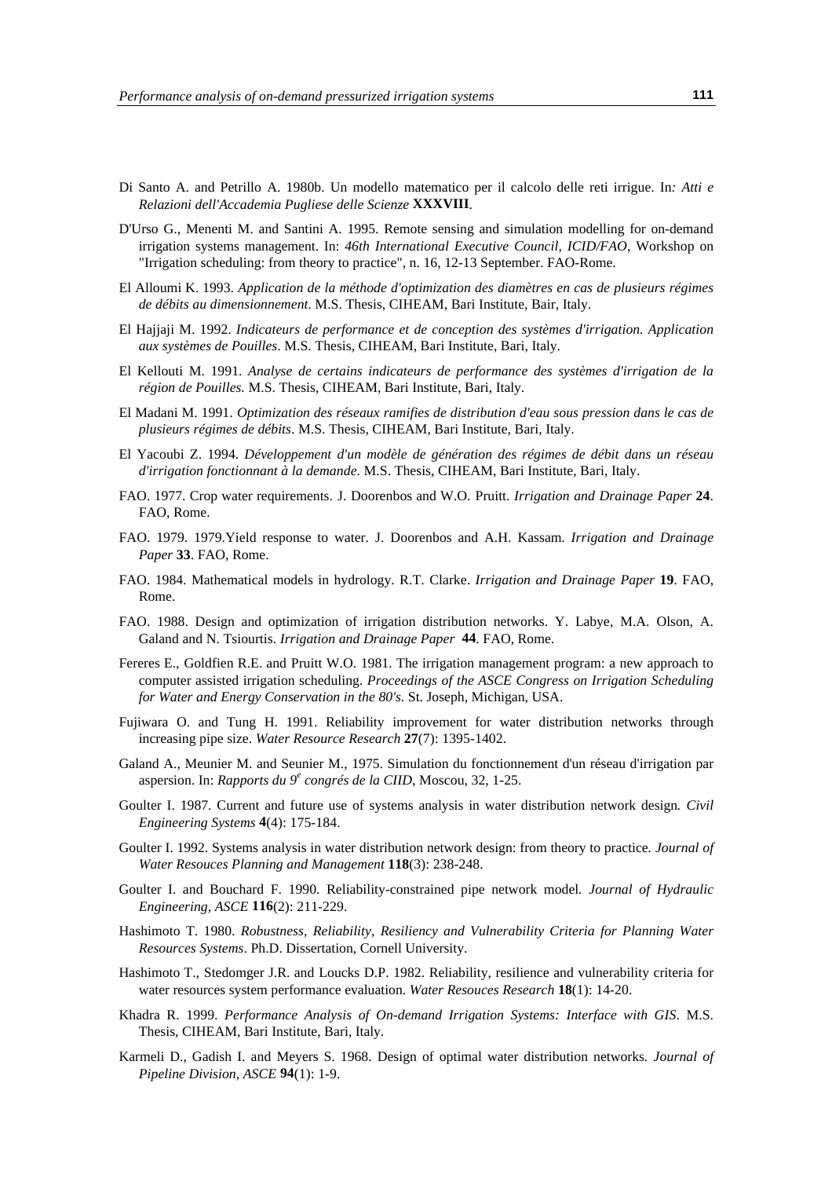Di Santo A. and Petrillo A. 1980b. Un modello matematico per il calcolo delle reti irrigue. In*: Atti e Relazioni dell'Accademia Pugliese delle Scienze* **XXXVIII**.

D'Urso G., Menenti M. and Santini A. 1995. Remote sensing and simulation modelling for on-demand irrigation systems management. In: *46th International Executive Council, ICID/FAO*, Workshop on "Irrigation scheduling: from theory to practice", n. 16, 12-13 September. FAO-Rome.

El Alloumi K. 1993. *Application de la méthode d'optimization des diamètres en cas de plusieurs régimes de débits au dimensionnement*. M.S. Thesis, CIHEAM, Bari Institute, Bair, Italy.

El Hajjaji M. 1992. *Indicateurs de performance et de conception des systèmes d'irrigation. Application aux systèmes de Pouilles*. M.S. Thesis, CIHEAM, Bari Institute, Bari, Italy.

El Kellouti M. 1991. *Analyse de certains indicateurs de performance des systèmes d'irrigation de la région de Pouilles.* M.S. Thesis, CIHEAM, Bari Institute, Bari, Italy.

El Madani M. 1991. *Optimization des réseaux ramifies de distribution d'eau sous pression dans le cas de plusieurs régimes de débits*. M.S. Thesis, CIHEAM, Bari Institute, Bari, Italy.

El Yacoubi Z. 1994. *Développement d'un modèle de génération des régimes de débit dans un réseau d'irrigation fonctionnant à la demande*. M.S. Thesis, CIHEAM, Bari Institute, Bari, Italy.

FAO. 1977. Crop water requirements. J. Doorenbos and W.O. Pruitt. *Irrigation and Drainage Paper* **24**. FAO, Rome.

FAO. 1979. 1979.Yield response to water. J. Doorenbos and A.H. Kassam. *Irrigation and Drainage Paper* **33**. FAO, Rome.

FAO. 1984. Mathematical models in hydrology. R.T. Clarke. *Irrigation and Drainage Paper* **19**. FAO, Rome.

FAO. 1988. Design and optimization of irrigation distribution networks. Y. Labye, M.A. Olson, A. Galand and N. Tsiourtis. *Irrigation and Drainage Paper* **44**. FAO, Rome.

Fereres E., Goldfien R.E. and Pruitt W.O. 1981. The irrigation management program: a new approach to computer assisted irrigation scheduling. *Proceedings of the ASCE Congress on Irrigation Scheduling for Water and Energy Conservation in the 80's*. St. Joseph, Michigan, USA.

Fujiwara O. and Tung H. 1991. Reliability improvement for water distribution networks through increasing pipe size. *Water Resource Research* **27**(7): 1395-1402.

Galand A., Meunier M. and Seunier M., 1975. Simulation du fonctionnement d'un réseau d'irrigation par aspersion. In: *Rapports du 9^e^ congrés de la CIID*, Moscou, 32, 1-25.

Goulter I. 1987. Current and future use of systems analysis in water distribution network design. *Civil Engineering Systems* **4**(4): 175-184.

Goulter I. 1992. Systems analysis in water distribution network design: from theory to practice. *Journal of Water Resouces Planning and Management* **118**(3): 238-248.

Goulter I. and Bouchard F. 1990. Reliability-constrained pipe network model. *Journal of Hydraulic Engineering, ASCE* **116**(2): 211-229.

Hashimoto T. 1980. *Robustness, Reliability, Resiliency and Vulnerability Criteria for Planning Water Resources Systems*. Ph.D. Dissertation, Cornell University.

Hashimoto T., Stedomger J.R. and Loucks D.P. 1982. Reliability, resilience and vulnerability criteria for water resources system performance evaluation. *Water Resouces Research* **18**(1): 14-20.

Khadra R. 1999. *Performance Analysis of On-demand Irrigation Systems: Interface with GIS*. M.S. Thesis, CIHEAM, Bari Institute, Bari, Italy.

Karmeli D., Gadish I. and Meyers S. 1968. Design of optimal water distribution networks. *Journal of Pipeline Division, ASCE* **94**(1): 1-9.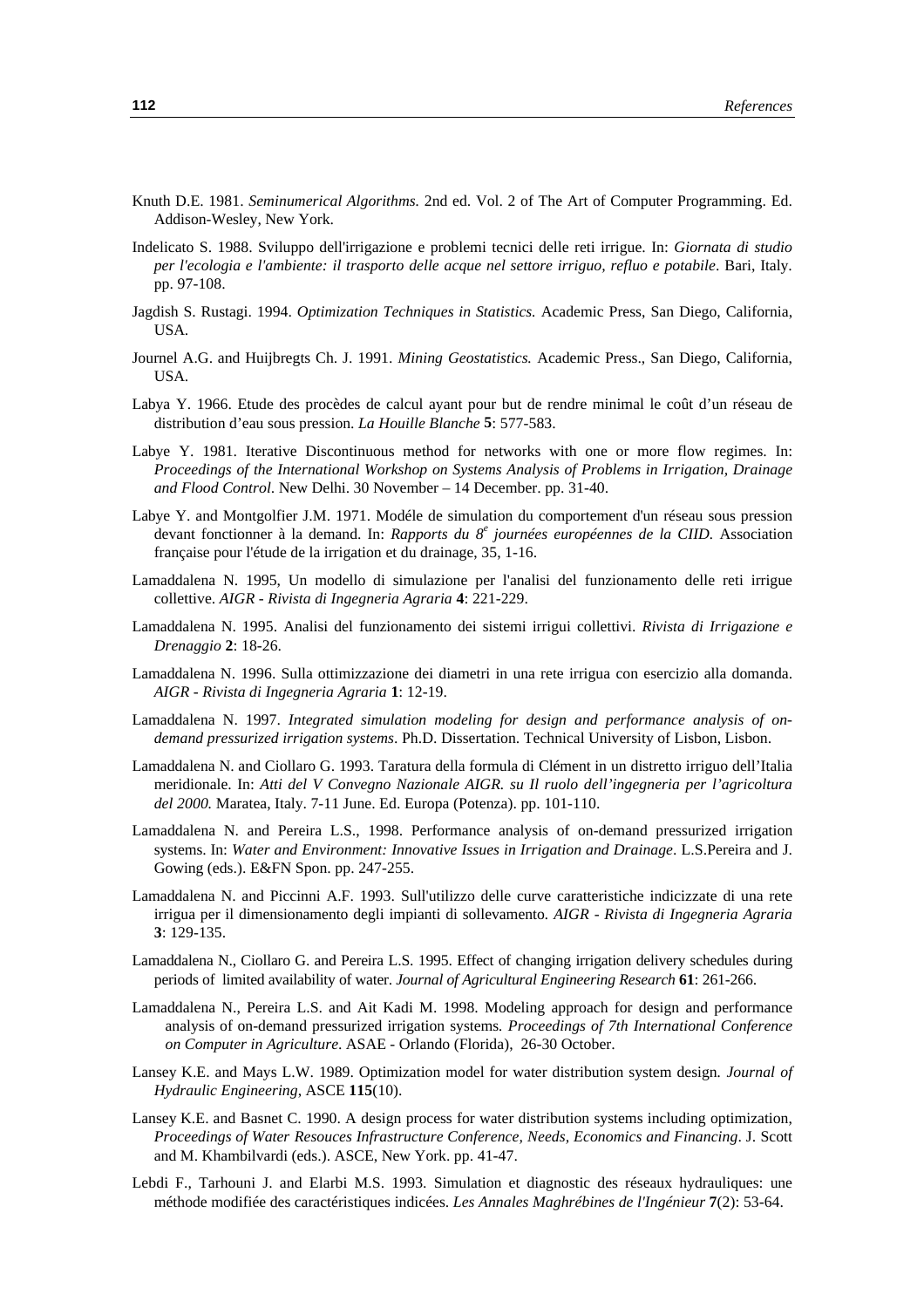Knuth D.E. 1981. *Seminumerical Algorithms.* 2nd ed. Vol. 2 of The Art of Computer Programming. Ed. Addison-Wesley, New York.

Indelicato S. 1988. Sviluppo dell'irrigazione e problemi tecnici delle reti irrigue. In: *Giornata di studio per l'ecologia e l'ambiente: il trasporto delle acque nel settore irriguo, refluo e potabile*. Bari, Italy. pp. 97-108.

Jagdish S. Rustagi. 1994. *Optimization Techniques in Statistics.* Academic Press, San Diego, California, USA.

Journel A.G. and Huijbregts Ch. J. 1991. *Mining Geostatistics.* Academic Press., San Diego, California, USA.

Labya Y. 1966. Etude des procèdes de calcul ayant pour but de rendre minimal le coût d'un réseau de distribution d'eau sous pression. *La Houille Blanche* **5**: 577-583.

Labye Y. 1981. Iterative Discontinuous method for networks with one or more flow regimes. In: *Proceedings of the International Workshop on Systems Analysis of Problems in Irrigation, Drainage and Flood Control*. New Delhi. 30 November – 14 December. pp. 31-40.

Labye Y. and Montgolfier J.M. 1971. Modéle de simulation du comportement d'un réseau sous pression devant fonctionner à la demand. In: *Rapports du 8$^e$ journées européennes de la CIID.* Association française pour l'étude de la irrigation et du drainage, 35, 1-16.

Lamaddalena N. 1995, Un modello di simulazione per l'analisi del funzionamento delle reti irrigue collettive. *AIGR - Rivista di Ingegneria Agraria* **4**: 221-229.

Lamaddalena N. 1995. Analisi del funzionamento dei sistemi irrigui collettivi. *Rivista di Irrigazione e Drenaggio* **2**: 18-26.

Lamaddalena N. 1996. Sulla ottimizzazione dei diametri in una rete irrigua con esercizio alla domanda. *AIGR - Rivista di Ingegneria Agraria* **1**: 12-19.

Lamaddalena N. 1997. *Integrated simulation modeling for design and performance analysis of on-demand pressurized irrigation systems*. Ph.D. Dissertation. Technical University of Lisbon, Lisbon.

Lamaddalena N. and Ciollaro G. 1993. Taratura della formula di Clément in un distretto irriguo dell'Italia meridionale. In: *Atti del V Convegno Nazionale AIGR. su Il ruolo dell'ingegneria per l'agricoltura del 2000.* Maratea, Italy. 7-11 June. Ed. Europa (Potenza). pp. 101-110.

Lamaddalena N. and Pereira L.S., 1998. Performance analysis of on-demand pressurized irrigation systems. In: *Water and Environment: Innovative Issues in Irrigation and Drainage*. L.S.Pereira and J. Gowing (eds.). E&FN Spon. pp. 247-255.

Lamaddalena N. and Piccinni A.F. 1993. Sull'utilizzo delle curve caratteristiche indicizzate di una rete irrigua per il dimensionamento degli impianti di sollevamento. *AIGR - Rivista di Ingegneria Agraria* **3**: 129-135.

Lamaddalena N., Ciollaro G. and Pereira L.S. 1995. Effect of changing irrigation delivery schedules during periods of limited availability of water. *Journal of Agricultural Engineering Research* **61**: 261-266.

Lamaddalena N., Pereira L.S. and Ait Kadi M. 1998. Modeling approach for design and performance analysis of on-demand pressurized irrigation systems. *Proceedings of 7th International Conference on Computer in Agriculture*. ASAE - Orlando (Florida), 26-30 October.

Lansey K.E. and Mays L.W. 1989. Optimization model for water distribution system design. *Journal of Hydraulic Engineering*, ASCE **115**(10).

Lansey K.E. and Basnet C. 1990. A design process for water distribution systems including optimization, *Proceedings of Water Resouces Infrastructure Conference, Needs, Economics and Financing*. J. Scott and M. Khambilvardi (eds.). ASCE, New York. pp. 41-47.

Lebdi F., Tarhouni J. and Elarbi M.S. 1993. Simulation et diagnostic des réseaux hydrauliques: une méthode modifiée des caractéristiques indicées. *Les Annales Maghrébines de l'Ingénieur* **7**(2): 53-64.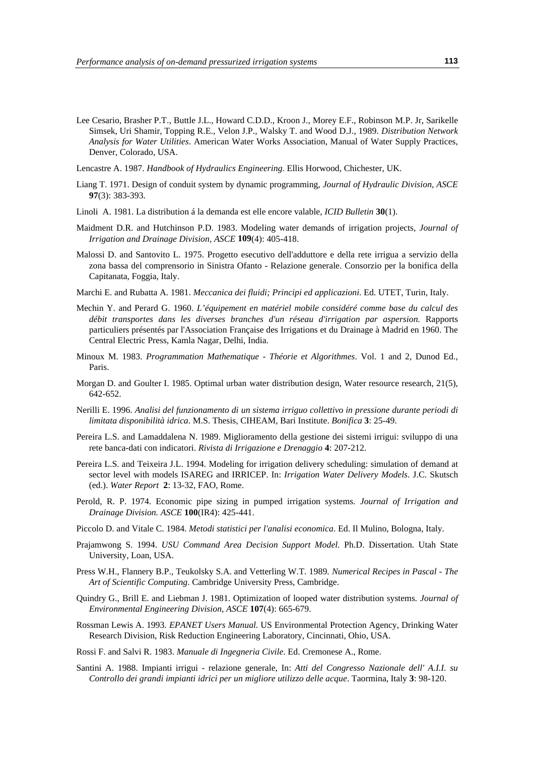Lee Cesario, Brasher P.T., Buttle J.L., Howard C.D.D., Kroon J., Morey E.F., Robinson M.P. Jr, Sarikelle Simsek, Uri Shamir, Topping R.E., Velon J.P., Walsky T. and Wood D.J., 1989. *Distribution Network Analysis for Water Utilities*. American Water Works Association, Manual of Water Supply Practices, Denver, Colorado, USA.

Lencastre A. 1987. *Handbook of Hydraulics Engineering*. Ellis Horwood, Chichester, UK.

Liang T. 1971. Design of conduit system by dynamic programming, *Journal of Hydraulic Division, ASCE* **97**(3): 383-393.

Linoli A. 1981. La distribution á la demanda est elle encore valable, *ICID Bulletin* **30**(1).

Maidment D.R. and Hutchinson P.D. 1983. Modeling water demands of irrigation projects, *Journal of Irrigation and Drainage Division, ASCE* **109**(4): 405-418.

Malossi D. and Santovito L. 1975. Progetto esecutivo dell'adduttore e della rete irrigua a servizio della zona bassa del comprensorio in Sinistra Ofanto - Relazione generale. Consorzio per la bonifica della Capitanata, Foggia, Italy.

Marchi E. and Rubatta A. 1981. *Meccanica dei fluidi; Principi ed applicazioni*. Ed. UTET, Turin, Italy.

Mechin Y. and Perard G. 1960. *L'équipement en matériel mobile considéré comme base du calcul des débit transportes dans les diverses branches d'un réseau d'irrigation par aspersion.* Rapports particuliers présentés par l'Association Française des Irrigations et du Drainage à Madrid en 1960. The Central Electric Press, Kamla Nagar, Delhi, India.

Minoux M. 1983. *Programmation Mathematique - Théorie et Algorithmes*. Vol. 1 and 2, Dunod Ed., Paris.

Morgan D. and Goulter I. 1985. Optimal urban water distribution design, Water resource research, 21(5), 642-652.

Nerilli E. 1996. *Analisi del funzionamento di un sistema irriguo collettivo in pressione durante periodi di limitata disponibilità idrica*. M.S. Thesis, CIHEAM, Bari Institute. *Bonifica* **3**: 25-49.

Pereira L.S. and Lamaddalena N. 1989. Miglioramento della gestione dei sistemi irrigui: sviluppo di una rete banca-dati con indicatori. *Rivista di Irrigazione e Drenaggio* **4**: 207-212.

Pereira L.S. and Teixeira J.L. 1994. Modeling for irrigation delivery scheduling: simulation of demand at sector level with models ISAREG and IRRICEP. In: *Irrigation Water Delivery Models*. J.C. Skutsch (ed.). *Water Report* **2**: 13-32, FAO, Rome.

Perold, R. P. 1974. Economic pipe sizing in pumped irrigation systems. *Journal of Irrigation and Drainage Division. ASCE* **100**(IR4): 425-441.

Piccolo D. and Vitale C. 1984. *Metodi statistici per l'analisi economica*. Ed. Il Mulino, Bologna, Italy.

Prajamwong S. 1994. *USU Command Area Decision Support Model.* Ph.D. Dissertation. Utah State University, Loan, USA.

Press W.H., Flannery B.P., Teukolsky S.A. and Vetterling W.T. 1989. *Numerical Recipes in Pascal - The Art of Scientific Computing*. Cambridge University Press, Cambridge.

Quindry G., Brill E. and Liebman J. 1981. Optimization of looped water distribution systems. *Journal of Environmental Engineering Division, ASCE* **107**(4): 665-679.

Rossman Lewis A. 1993. *EPANET Users Manual*. US Environmental Protection Agency, Drinking Water Research Division, Risk Reduction Engineering Laboratory, Cincinnati, Ohio, USA.

Rossi F. and Salvi R. 1983. *Manuale di Ingegneria Civile*. Ed. Cremonese A., Rome.

Santini A. 1988. Impianti irrigui - relazione generale, In: *Atti del Congresso Nazionale dell' A.I.I. su Controllo dei grandi impianti idrici per un migliore utilizzo delle acque*. Taormina, Italy **3**: 98-120.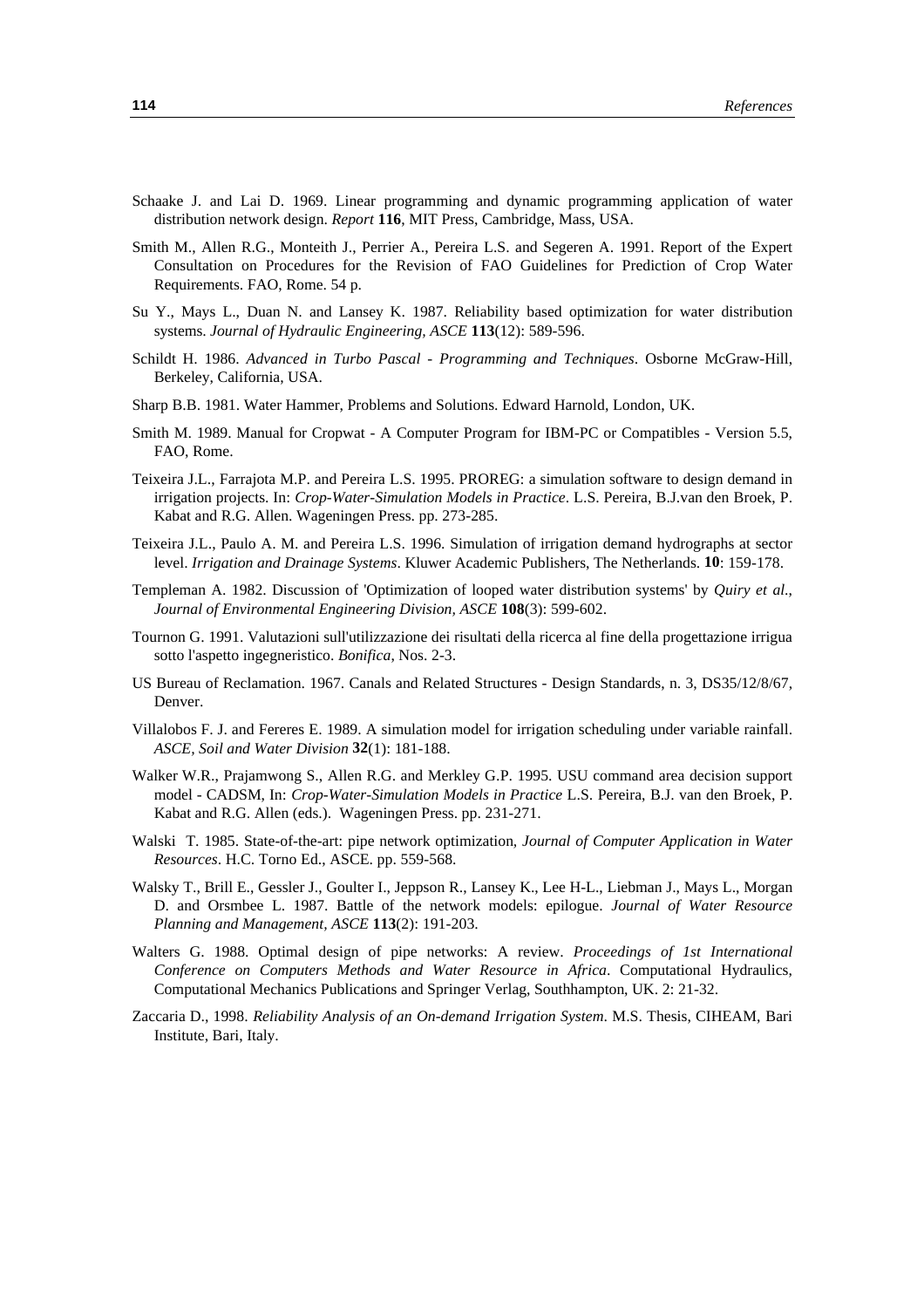Schaake J. and Lai D. 1969. Linear programming and dynamic programming application of water distribution network design. *Report* **116**, MIT Press, Cambridge, Mass, USA.

Smith M., Allen R.G., Monteith J., Perrier A., Pereira L.S. and Segeren A. 1991. Report of the Expert Consultation on Procedures for the Revision of FAO Guidelines for Prediction of Crop Water Requirements. FAO, Rome. 54 p.

Su Y., Mays L., Duan N. and Lansey K. 1987. Reliability based optimization for water distribution systems. *Journal of Hydraulic Engineering, ASCE* **113**(12): 589-596.

Schildt H. 1986. *Advanced in Turbo Pascal - Programming and Techniques*. Osborne McGraw-Hill, Berkeley, California, USA.

Sharp B.B. 1981. Water Hammer, Problems and Solutions. Edward Harnold, London, UK.

Smith M. 1989. Manual for Cropwat - A Computer Program for IBM-PC or Compatibles - Version 5.5, FAO, Rome.

Teixeira J.L., Farrajota M.P. and Pereira L.S. 1995. PROREG: a simulation software to design demand in irrigation projects. In: *Crop-Water-Simulation Models in Practice*. L.S. Pereira, B.J.van den Broek, P. Kabat and R.G. Allen. Wageningen Press. pp. 273-285.

Teixeira J.L., Paulo A. M. and Pereira L.S. 1996. Simulation of irrigation demand hydrographs at sector level. *Irrigation and Drainage Systems*. Kluwer Academic Publishers, The Netherlands. **10**: 159-178.

Templeman A. 1982. Discussion of 'Optimization of looped water distribution systems' by *Quiry et al.*, *Journal of Environmental Engineering Division, ASCE* **108**(3): 599-602.

Tournon G. 1991. Valutazioni sull'utilizzazione dei risultati della ricerca al fine della progettazione irrigua sotto l'aspetto ingegneristico. *Bonifica*, Nos. 2-3.

US Bureau of Reclamation. 1967. Canals and Related Structures - Design Standards, n. 3, DS35/12/8/67, Denver.

Villalobos F. J. and Fereres E. 1989. A simulation model for irrigation scheduling under variable rainfall. *ASCE, Soil and Water Division* **32**(1): 181-188.

Walker W.R., Prajamwong S., Allen R.G. and Merkley G.P. 1995. USU command area decision support model - CADSM, In: *Crop-Water-Simulation Models in Practice* L.S. Pereira, B.J. van den Broek, P. Kabat and R.G. Allen (eds.). Wageningen Press. pp. 231-271.

Walski T. 1985. State-of-the-art: pipe network optimization, *Journal of Computer Application in Water Resources*. H.C. Torno Ed., ASCE. pp. 559-568.

Walsky T., Brill E., Gessler J., Goulter I., Jeppson R., Lansey K., Lee H-L., Liebman J., Mays L., Morgan D. and Orsmbee L. 1987. Battle of the network models: epilogue. *Journal of Water Resource Planning and Management, ASCE* **113**(2): 191-203.

Walters G. 1988. Optimal design of pipe networks: A review. *Proceedings of 1st International Conference on Computers Methods and Water Resource in Africa*. Computational Hydraulics, Computational Mechanics Publications and Springer Verlag, Southhampton, UK. 2: 21-32.

Zaccaria D., 1998. *Reliability Analysis of an On-demand Irrigation System*. M.S. Thesis, CIHEAM, Bari Institute, Bari, Italy.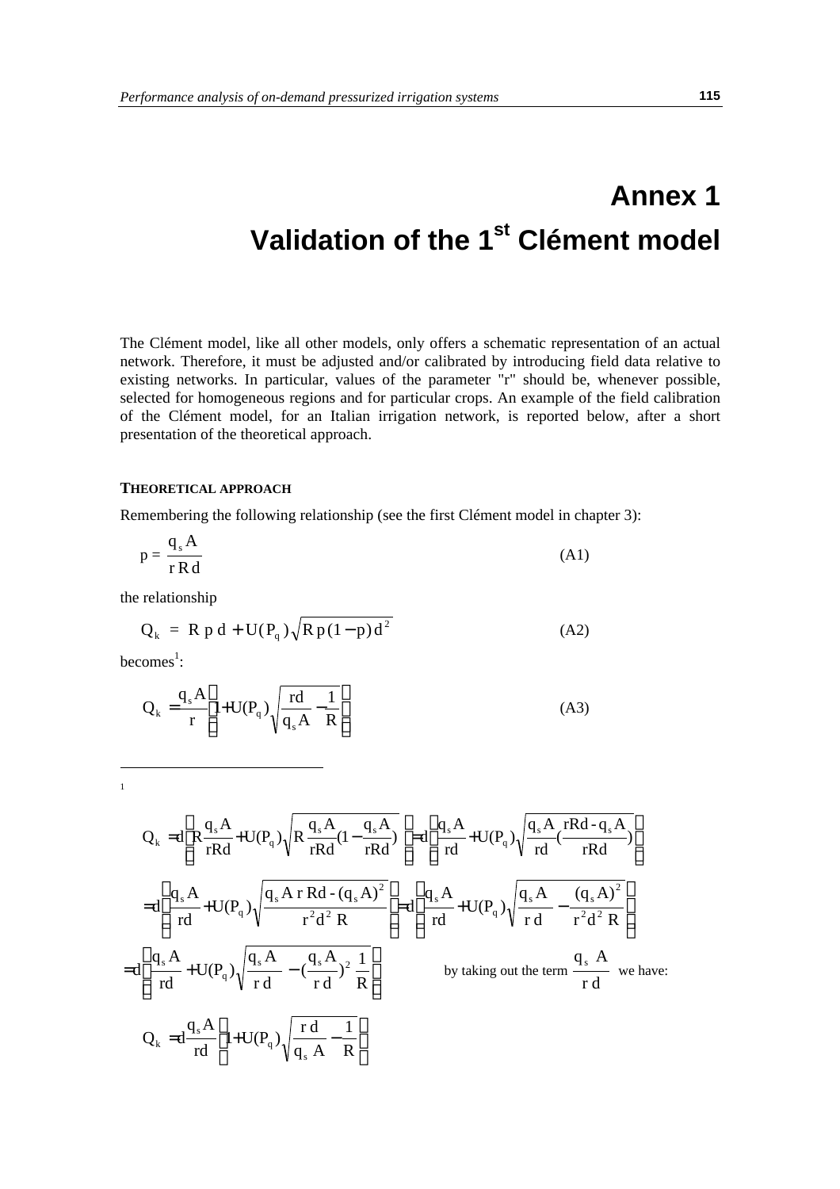# Annex 1
# Validation of the 1st Clément model

The Clément model, like all other models, only offers a schematic representation of an actual network. Therefore, it must be adjusted and/or calibrated by introducing field data relative to existing networks. In particular, values of the parameter "r" should be, whenever possible, selected for homogeneous regions and for particular crops. An example of the field calibration of the Clément model, for an Italian irrigation network, is reported below, after a short presentation of the theoretical approach.

### THEORETICAL APPROACH

Remembering the following relationship (see the first Clément model in chapter 3):

$$p = \frac{q_s A}{r R d} \tag{A1}$$

the relationship

$$Q_k = R\,p\,d + U(P_q)\sqrt{R\,p\,(1-p)\,d^2} \tag{A2}$$

becomes[1]:

$$Q_k = \frac{q_s A}{r}\left(1 + U(P_q)\sqrt{\frac{rd}{q_s A} - \frac{1}{R}}\right) \tag{A3}$$

---

[1]

$$Q_k = d\left(R\frac{q_s A}{rRd} + U(P_q)\sqrt{R\frac{q_s A}{rRd}\left(1-\frac{q_s A}{rRd}\right)}\right) = d\left(\frac{q_s A}{rd} + U(P_q)\sqrt{\frac{q_s A}{rd}\left(\frac{rRd - q_s A}{rRd}\right)}\right)$$

$$= d\left(\frac{q_s A}{rd} + U(P_q)\sqrt{\frac{q_s A\, r\, Rd - (q_s A)^2}{r^2 d^2\, R}}\right) = d\left(\frac{q_s A}{rd} + U(P_q)\sqrt{\frac{q_s A}{r\,d} - \frac{(q_s A)^2}{r^2 d^2\, R}}\right)$$

$$= d\left(\frac{q_s A}{rd} + U(P_q)\sqrt{\frac{q_s A}{r\,d} - \left(\frac{q_s A}{r\,d}\right)^2\frac{1}{R}}\right)$$

by taking out the term $\frac{q_s\, A}{r\,d}$ we have:

$$Q_k = d\frac{q_s A}{rd}\left(1 + U(P_q)\sqrt{\frac{r\,d}{q_s\, A} - \frac{1}{R}}\right)$$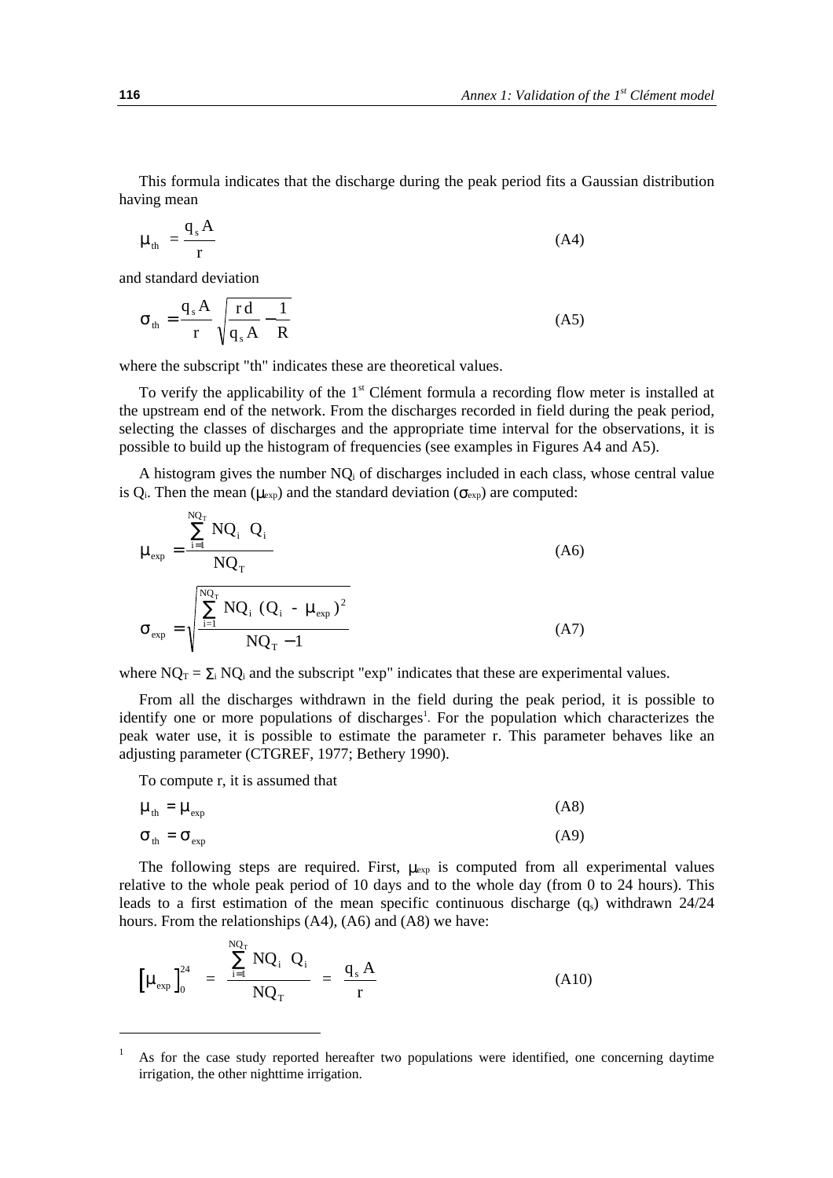This formula indicates that the discharge during the peak period fits a Gaussian distribution having mean

$$\mu_{th} = \frac{q_s A}{r} \tag{A4}$$

and standard deviation

$$\sigma_{th} = \frac{q_s A}{r} \sqrt{\frac{r d}{q_s A} - \frac{1}{R}} \tag{A5}$$

where the subscript "th" indicates these are theoretical values.

To verify the applicability of the 1st Clément formula a recording flow meter is installed at the upstream end of the network. From the discharges recorded in field during the peak period, selecting the classes of discharges and the appropriate time interval for the observations, it is possible to build up the histogram of frequencies (see examples in Figures A4 and A5).

A histogram gives the number $NQ_i$ of discharges included in each class, whose central value is $Q_i$. Then the mean ($\mu_{exp}$) and the standard deviation ($\sigma_{exp}$) are computed:

$$\mu_{exp} = \frac{\sum_{i=1}^{NQ_T} NQ_i \; Q_i}{NQ_T} \tag{A6}$$

$$\sigma_{exp} = \sqrt{\frac{\sum_{i=1}^{NQ_T} NQ_i \; (Q_i - \mu_{exp})^2}{NQ_T - 1}} \tag{A7}$$

where $NQ_T = \Sigma_i \, NQ_i$ and the subscript "exp" indicates that these are experimental values.

From all the discharges withdrawn in the field during the peak period, it is possible to identify one or more populations of discharges[1]. For the population which characterizes the peak water use, it is possible to estimate the parameter r. This parameter behaves like an adjusting parameter (CTGREF, 1977; Bethery 1990).

To compute r, it is assumed that

$$\mu_{th} = \mu_{exp} \tag{A8}$$

$$\sigma_{th} = \sigma_{exp} \tag{A9}$$

The following steps are required. First, $\mu_{exp}$ is computed from all experimental values relative to the whole peak period of 10 days and to the whole day (from 0 to 24 hours). This leads to a first estimation of the mean specific continuous discharge ($q_s$) withdrawn 24/24 hours. From the relationships (A4), (A6) and (A8) we have:

$$\left[\mu_{exp}\right]_0^{24} = \frac{\sum_{i=1}^{NQ_T} NQ_i \; Q_i}{NQ_T} = \frac{q_s A}{r} \tag{A10}$$

---

[1] As for the case study reported hereafter two populations were identified, one concerning daytime irrigation, the other nighttime irrigation.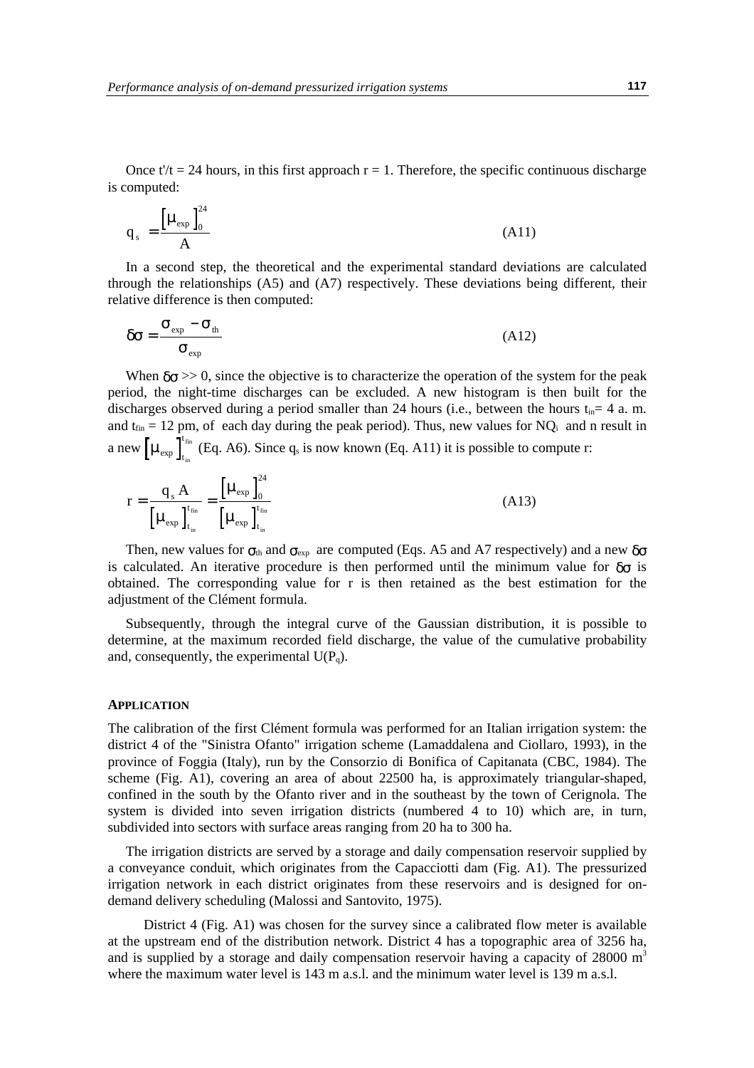Once t'/t = 24 hours, in this first approach r = 1. Therefore, the specific continuous discharge is computed:

$$q_s = \frac{\left[\mu_{exp}\right]_0^{24}}{A} \tag{A11}$$

In a second step, the theoretical and the experimental standard deviations are calculated through the relationships (A5) and (A7) respectively. These deviations being different, their relative difference is then computed:

$$\delta\sigma = \frac{\sigma_{exp} - \sigma_{th}}{\sigma_{exp}} \tag{A12}$$

When $\delta\sigma >> 0$, since the objective is to characterize the operation of the system for the peak period, the night-time discharges can be excluded. A new histogram is then built for the discharges observed during a period smaller than 24 hours (i.e., between the hours $t_{in}$= 4 a. m. and $t_{fin}$ = 12 pm, of each day during the peak period). Thus, new values for $NQ_i$ and n result in a new $\left[\mu_{exp}\right]_{t_{in}}^{t_{fin}}$ (Eq. A6). Since $q_s$ is now known (Eq. A11) it is possible to compute r:

$$r = \frac{q_s\, A}{\left[\mu_{exp}\right]_{t_{in}}^{t_{fin}}} = \frac{\left[\mu_{exp}\right]_0^{24}}{\left[\mu_{exp}\right]_{t_{in}}^{t_{fin}}} \tag{A13}$$

Then, new values for $\sigma_{th}$ and $\sigma_{exp}$ are computed (Eqs. A5 and A7 respectively) and a new $\delta\sigma$ is calculated. An iterative procedure is then performed until the minimum value for $\delta\sigma$ is obtained. The corresponding value for r is then retained as the best estimation for the adjustment of the Clément formula.

Subsequently, through the integral curve of the Gaussian distribution, it is possible to determine, at the maximum recorded field discharge, the value of the cumulative probability and, consequently, the experimental $U(P_q)$.

## APPLICATION

The calibration of the first Clément formula was performed for an Italian irrigation system: the district 4 of the "Sinistra Ofanto" irrigation scheme (Lamaddalena and Ciollaro, 1993), in the province of Foggia (Italy), run by the Consorzio di Bonifica di Capitanata (CBC, 1984). The scheme (Fig. A1), covering an area of about 22500 ha, is approximately triangular-shaped, confined in the south by the Ofanto river and in the southeast by the town of Cerignola. The system is divided into seven irrigation districts (numbered 4 to 10) which are, in turn, subdivided into sectors with surface areas ranging from 20 ha to 300 ha.

The irrigation districts are served by a storage and daily compensation reservoir supplied by a conveyance conduit, which originates from the Capacciotti dam (Fig. A1). The pressurized irrigation network in each district originates from these reservoirs and is designed for on-demand delivery scheduling (Malossi and Santovito, 1975).

District 4 (Fig. A1) was chosen for the survey since a calibrated flow meter is available at the upstream end of the distribution network. District 4 has a topographic area of 3256 ha, and is supplied by a storage and daily compensation reservoir having a capacity of 28000 $m^3$ where the maximum water level is 143 m a.s.l. and the minimum water level is 139 m a.s.l.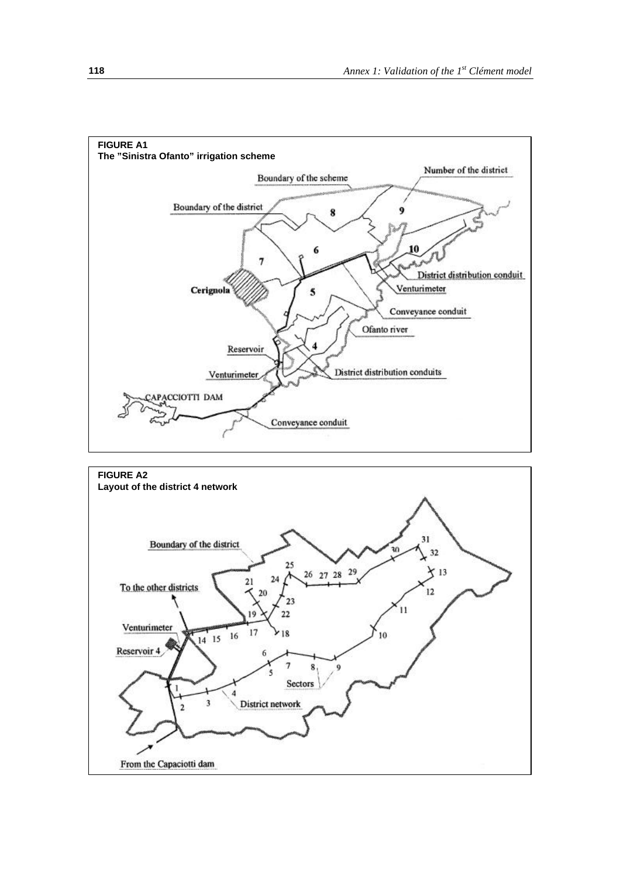**FIGURE A1**
**The "Sinistra Ofanto" irrigation scheme**

**FIGURE A2**
**Layout of the district 4 network**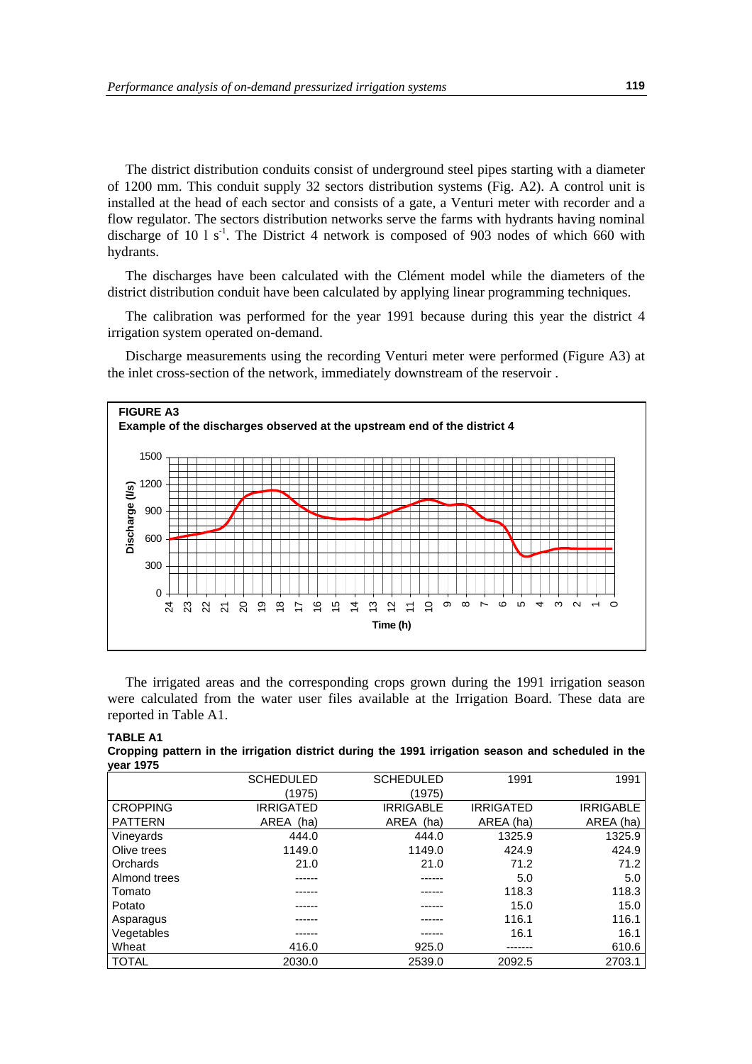The district distribution conduits consist of underground steel pipes starting with a diameter of 1200 mm. This conduit supply 32 sectors distribution systems (Fig. A2). A control unit is installed at the head of each sector and consists of a gate, a Venturi meter with recorder and a flow regulator. The sectors distribution networks serve the farms with hydrants having nominal discharge of 10 l $s^{-1}$. The District 4 network is composed of 903 nodes of which 660 with hydrants.

The discharges have been calculated with the Clément model while the diameters of the district distribution conduit have been calculated by applying linear programming techniques.

The calibration was performed for the year 1991 because during this year the district 4 irrigation system operated on-demand.

Discharge measurements using the recording Venturi meter were performed (Figure A3) at the inlet cross-section of the network, immediately downstream of the reservoir .

**FIGURE A3**
**Example of the discharges observed at the upstream end of the district 4**

The irrigated areas and the corresponding crops grown during the 1991 irrigation season were calculated from the water user files available at the Irrigation Board. These data are reported in Table A1.

**TABLE A1**
**Cropping pattern in the irrigation district during the 1991 irrigation season and scheduled in the year 1975**

| CROPPING PATTERN | SCHEDULED (1975) IRRIGATED AREA (ha) | SCHEDULED (1975) IRRIGABLE AREA (ha) | 1991 IRRIGATED AREA (ha) | 1991 IRRIGABLE AREA (ha) |
|---|---|---|---|---|
| Vineyards | 444.0 | 444.0 | 1325.9 | 1325.9 |
| Olive trees | 1149.0 | 1149.0 | 424.9 | 424.9 |
| Orchards | 21.0 | 21.0 | 71.2 | 71.2 |
| Almond trees | ------ | ------ | 5.0 | 5.0 |
| Tomato | ------ | ------ | 118.3 | 118.3 |
| Potato | ------ | ------ | 15.0 | 15.0 |
| Asparagus | ------ | ------ | 116.1 | 116.1 |
| Vegetables | ------ | ------ | 16.1 | 16.1 |
| Wheat | 416.0 | 925.0 | ------- | 610.6 |
| TOTAL | 2030.0 | 2539.0 | 2092.5 | 2703.1 |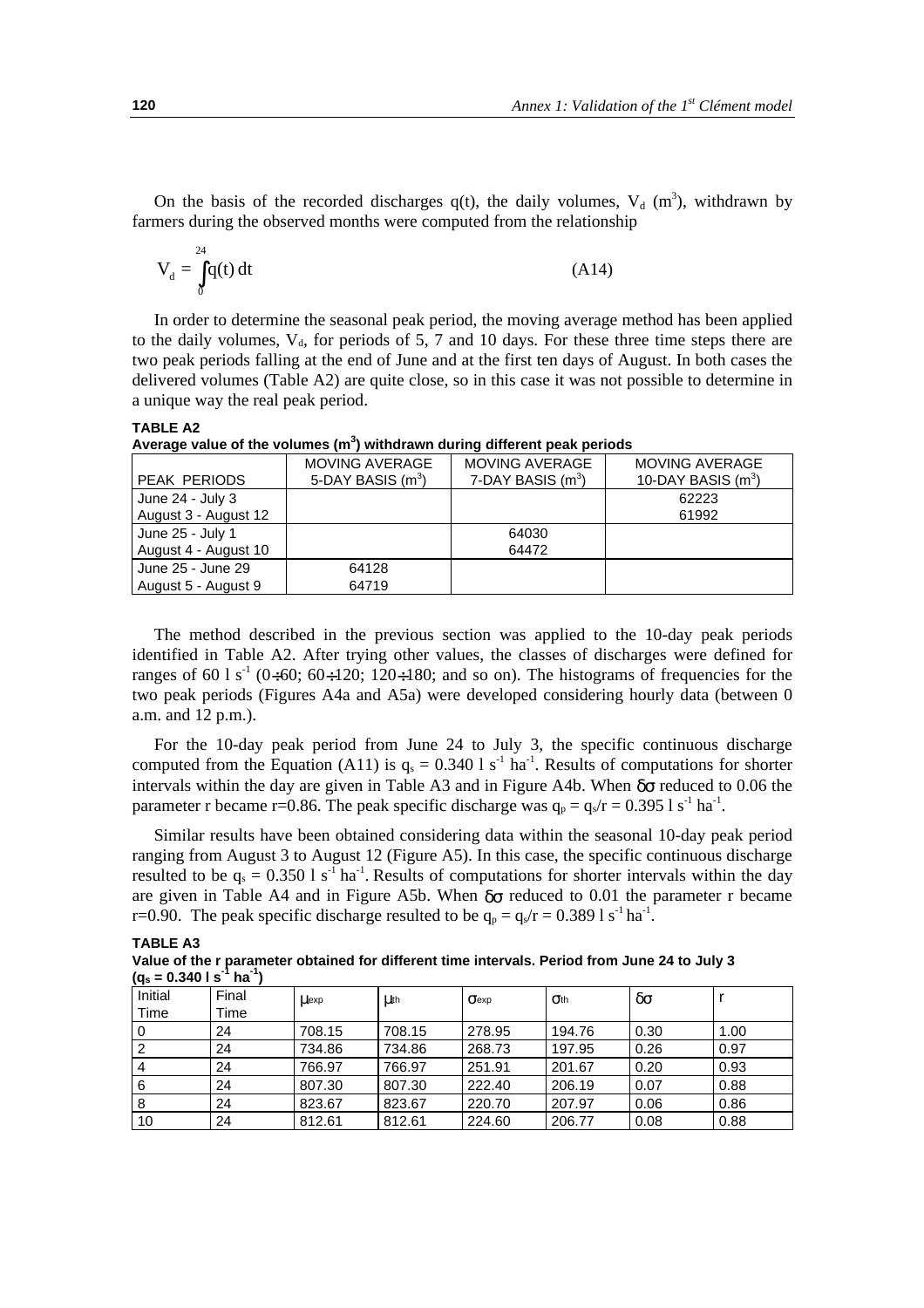On the basis of the recorded discharges q(t), the daily volumes, $V_d$ ($m^3$), withdrawn by farmers during the observed months were computed from the relationship

$$V_d = \int_0^{24} q(t)\, dt \qquad \text{(A14)}$$

In order to determine the seasonal peak period, the moving average method has been applied to the daily volumes, $V_d$, for periods of 5, 7 and 10 days. For these three time steps there are two peak periods falling at the end of June and at the first ten days of August. In both cases the delivered volumes (Table A2) are quite close, so in this case it was not possible to determine in a unique way the real peak period.

**TABLE A2**
**Average value of the volumes ($m^3$) withdrawn during different peak periods**

| PEAK PERIODS | MOVING AVERAGE 5-DAY BASIS ($m^3$) | MOVING AVERAGE 7-DAY BASIS ($m^3$) | MOVING AVERAGE 10-DAY BASIS ($m^3$) |
|---|---|---|---|
| June 24 - July 3 | | | 62223 |
| August 3 - August 12 | | | 61992 |
| June 25 - July 1 | | 64030 | |
| August 4 - August 10 | | 64472 | |
| June 25 - June 29 | 64128 | | |
| August 5 - August 9 | 64719 | | |

The method described in the previous section was applied to the 10-day peak periods identified in Table A2. After trying other values, the classes of discharges were defined for ranges of 60 l $s^{-1}$ (0÷60; 60÷120; 120÷180; and so on). The histograms of frequencies for the two peak periods (Figures A4a and A5a) were developed considering hourly data (between 0 a.m. and 12 p.m.).

For the 10-day peak period from June 24 to July 3, the specific continuous discharge computed from the Equation (A11) is $q_s = 0.340$ l $s^{-1}$ $ha^{-1}$. Results of computations for shorter intervals within the day are given in Table A3 and in Figure A4b. When $\delta\sigma$ reduced to 0.06 the parameter r became r=0.86. The peak specific discharge was $q_p = q_s/r = 0.395$ l $s^{-1}$ $ha^{-1}$.

Similar results have been obtained considering data within the seasonal 10-day peak period ranging from August 3 to August 12 (Figure A5). In this case, the specific continuous discharge resulted to be $q_s = 0.350$ l $s^{-1}$ $ha^{-1}$. Results of computations for shorter intervals within the day are given in Table A4 and in Figure A5b. When $\delta\sigma$ reduced to 0.01 the parameter r became r=0.90. The peak specific discharge resulted to be $q_p = q_s/r = 0.389$ l $s^{-1}$ $ha^{-1}$.

**TABLE A3**
**Value of the r parameter obtained for different time intervals. Period from June 24 to July 3 ($q_s = 0.340$ l $s^{-1}$ $ha^{-1}$)**

| Initial Time | Final Time | $\mu_{exp}$ | $\mu_{th}$ | $\sigma_{exp}$ | $\sigma_{th}$ | $\delta\sigma$ | r |
|---|---|---|---|---|---|---|---|
| 0 | 24 | 708.15 | 708.15 | 278.95 | 194.76 | 0.30 | 1.00 |
| 2 | 24 | 734.86 | 734.86 | 268.73 | 197.95 | 0.26 | 0.97 |
| 4 | 24 | 766.97 | 766.97 | 251.91 | 201.67 | 0.20 | 0.93 |
| 6 | 24 | 807.30 | 807.30 | 222.40 | 206.19 | 0.07 | 0.88 |
| 8 | 24 | 823.67 | 823.67 | 220.70 | 207.97 | 0.06 | 0.86 |
| 10 | 24 | 812.61 | 812.61 | 224.60 | 206.77 | 0.08 | 0.88 |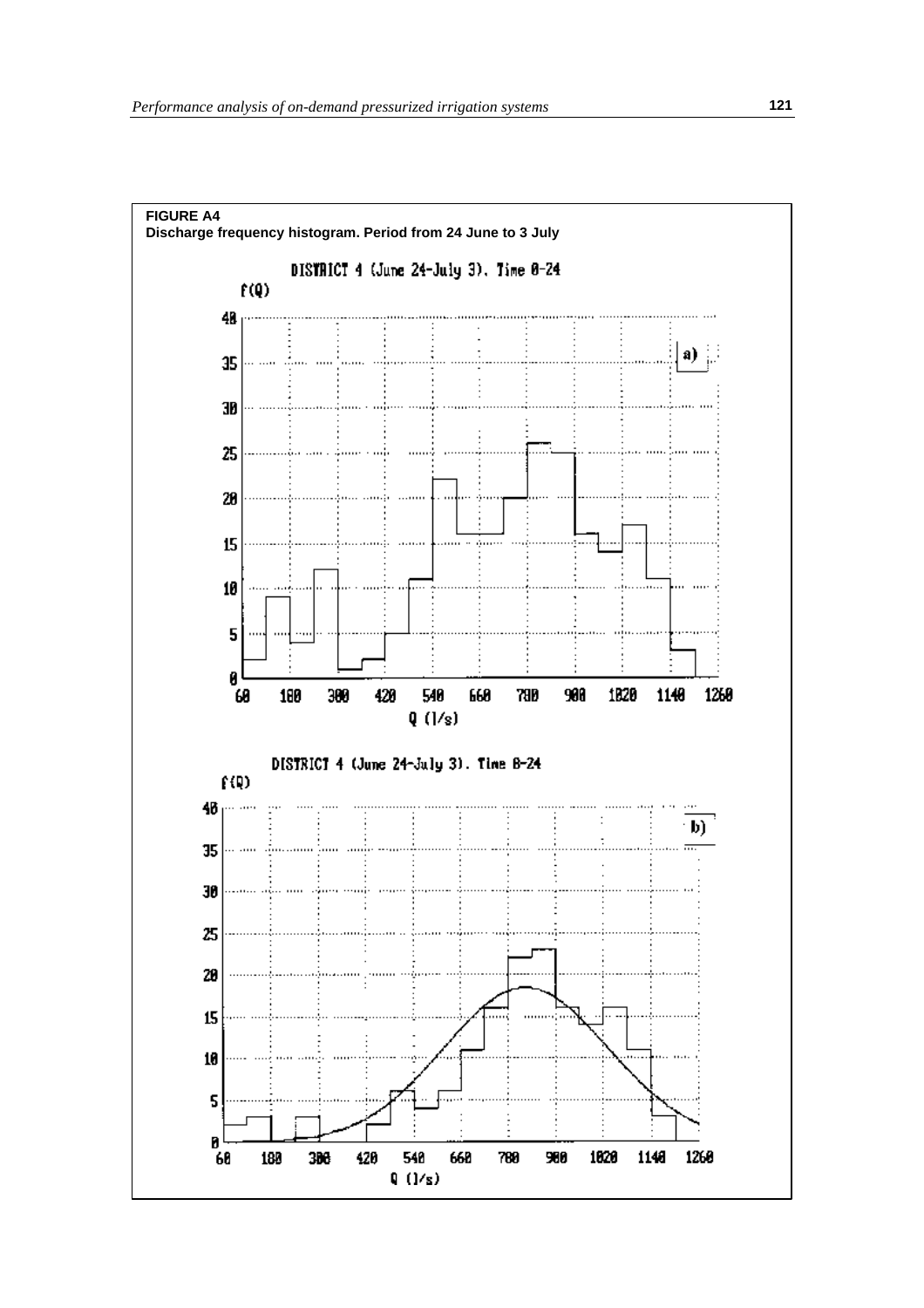**FIGURE A4**
**Discharge frequency histogram. Period from 24 June to 3 July**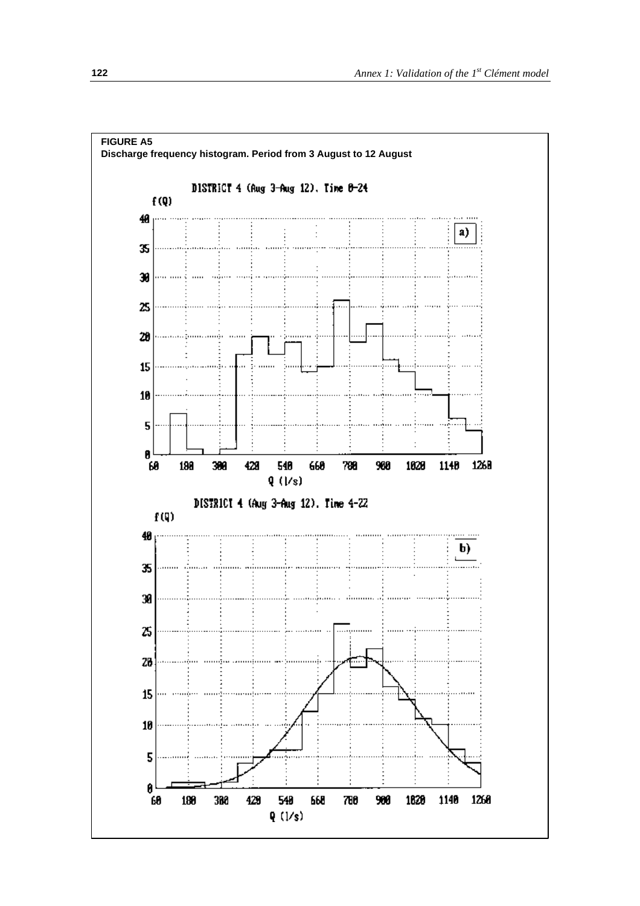**FIGURE A5**
**Discharge frequency histogram. Period from 3 August to 12 August**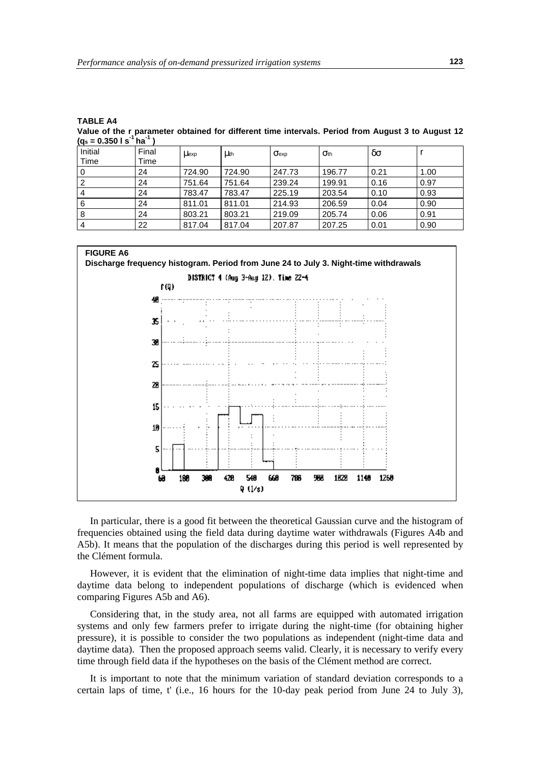**TABLE A4**
**Value of the r parameter obtained for different time intervals. Period from August 3 to August 12 ($q_s = 0.350\ l\ s^{-1}\ ha^{-1}$)**

| Initial Time | Final Time | $\mu_{exp}$ | $\mu_{th}$ | $\sigma_{exp}$ | $\sigma_{th}$ | $\delta\sigma$ | r |
|---|---|---|---|---|---|---|---|
| 0 | 24 | 724.90 | 724.90 | 247.73 | 196.77 | 0.21 | 1.00 |
| 2 | 24 | 751.64 | 751.64 | 239.24 | 199.91 | 0.16 | 0.97 |
| 4 | 24 | 783.47 | 783.47 | 225.19 | 203.54 | 0.10 | 0.93 |
| 6 | 24 | 811.01 | 811.01 | 214.93 | 206.59 | 0.04 | 0.90 |
| 8 | 24 | 803.21 | 803.21 | 219.09 | 205.74 | 0.06 | 0.91 |
| 4 | 22 | 817.04 | 817.04 | 207.87 | 207.25 | 0.01 | 0.90 |

**FIGURE A6**
**Discharge frequency histogram. Period from June 24 to July 3. Night-time withdrawals**

In particular, there is a good fit between the theoretical Gaussian curve and the histogram of frequencies obtained using the field data during daytime water withdrawals (Figures A4b and A5b). It means that the population of the discharges during this period is well represented by the Clément formula.

However, it is evident that the elimination of night-time data implies that night-time and daytime data belong to independent populations of discharge (which is evidenced when comparing Figures A5b and A6).

Considering that, in the study area, not all farms are equipped with automated irrigation systems and only few farmers prefer to irrigate during the night-time (for obtaining higher pressure), it is possible to consider the two populations as independent (night-time data and daytime data). Then the proposed approach seems valid. Clearly, it is necessary to verify every time through field data if the hypotheses on the basis of the Clément method are correct.

It is important to note that the minimum variation of standard deviation corresponds to a certain laps of time, t' (i.e., 16 hours for the 10-day peak period from June 24 to July 3),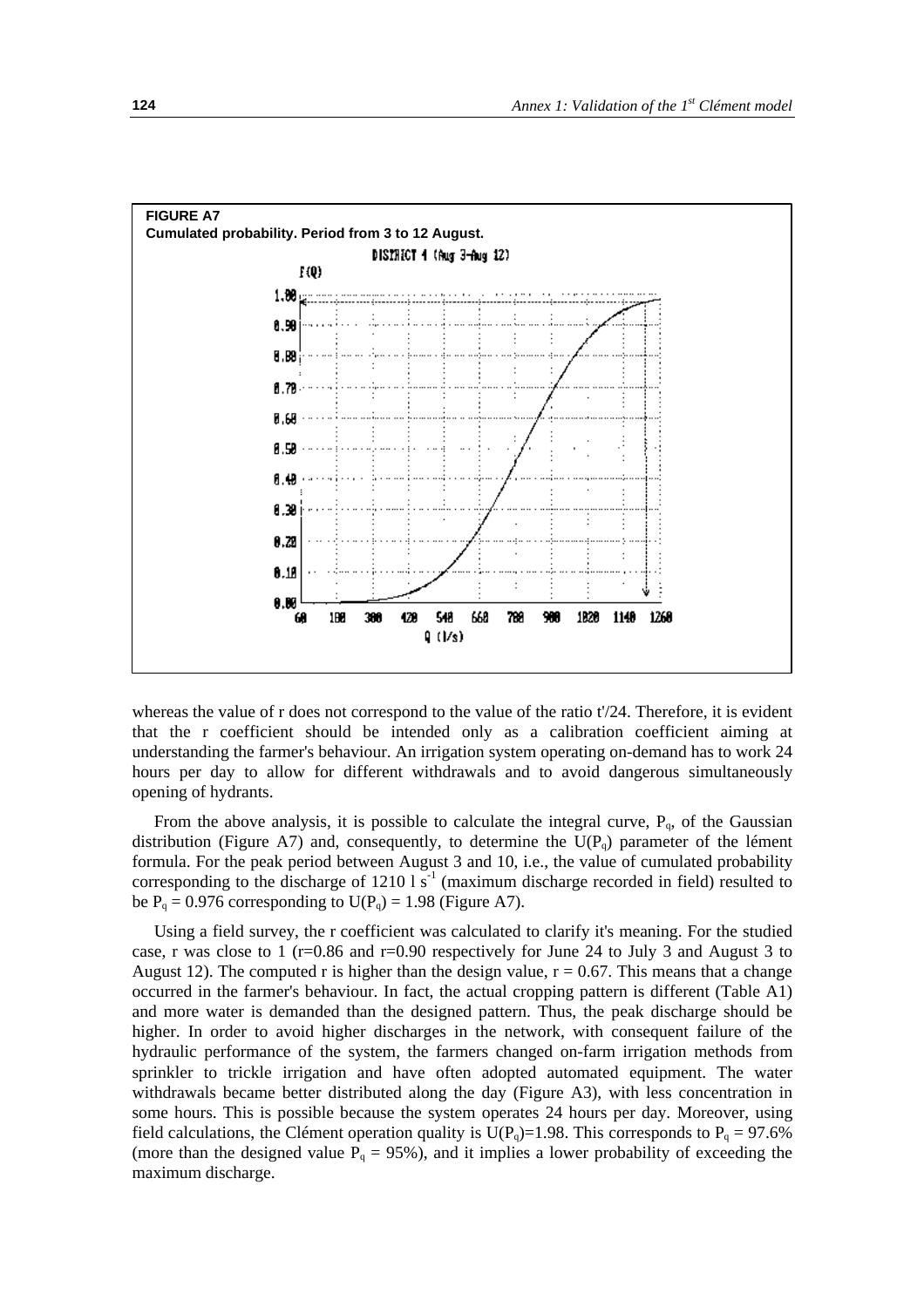**FIGURE A7**
**Cumulated probability. Period from 3 to 12 August.**

whereas the value of r does not correspond to the value of the ratio t'/24. Therefore, it is evident that the r coefficient should be intended only as a calibration coefficient aiming at understanding the farmer's behaviour. An irrigation system operating on-demand has to work 24 hours per day to allow for different withdrawals and to avoid dangerous simultaneously opening of hydrants.

From the above analysis, it is possible to calculate the integral curve, $P_q$, of the Gaussian distribution (Figure A7) and, consequently, to determine the $U(P_q)$ parameter of the lément formula. For the peak period between August 3 and 10, i.e., the value of cumulated probability corresponding to the discharge of $1210\ l\ s^{-1}$ (maximum discharge recorded in field) resulted to be $P_q = 0.976$ corresponding to $U(P_q) = 1.98$ (Figure A7).

Using a field survey, the r coefficient was calculated to clarify it's meaning. For the studied case, r was close to 1 (r=0.86 and r=0.90 respectively for June 24 to July 3 and August 3 to August 12). The computed r is higher than the design value, r = 0.67. This means that a change occurred in the farmer's behaviour. In fact, the actual cropping pattern is different (Table A1) and more water is demanded than the designed pattern. Thus, the peak discharge should be higher. In order to avoid higher discharges in the network, with consequent failure of the hydraulic performance of the system, the farmers changed on-farm irrigation methods from sprinkler to trickle irrigation and have often adopted automated equipment. The water withdrawals became better distributed along the day (Figure A3), with less concentration in some hours. This is possible because the system operates 24 hours per day. Moreover, using field calculations, the Clément operation quality is $U(P_q)=1.98$. This corresponds to $P_q = 97.6\%$ (more than the designed value $P_q = 95\%$), and it implies a lower probability of exceeding the maximum discharge.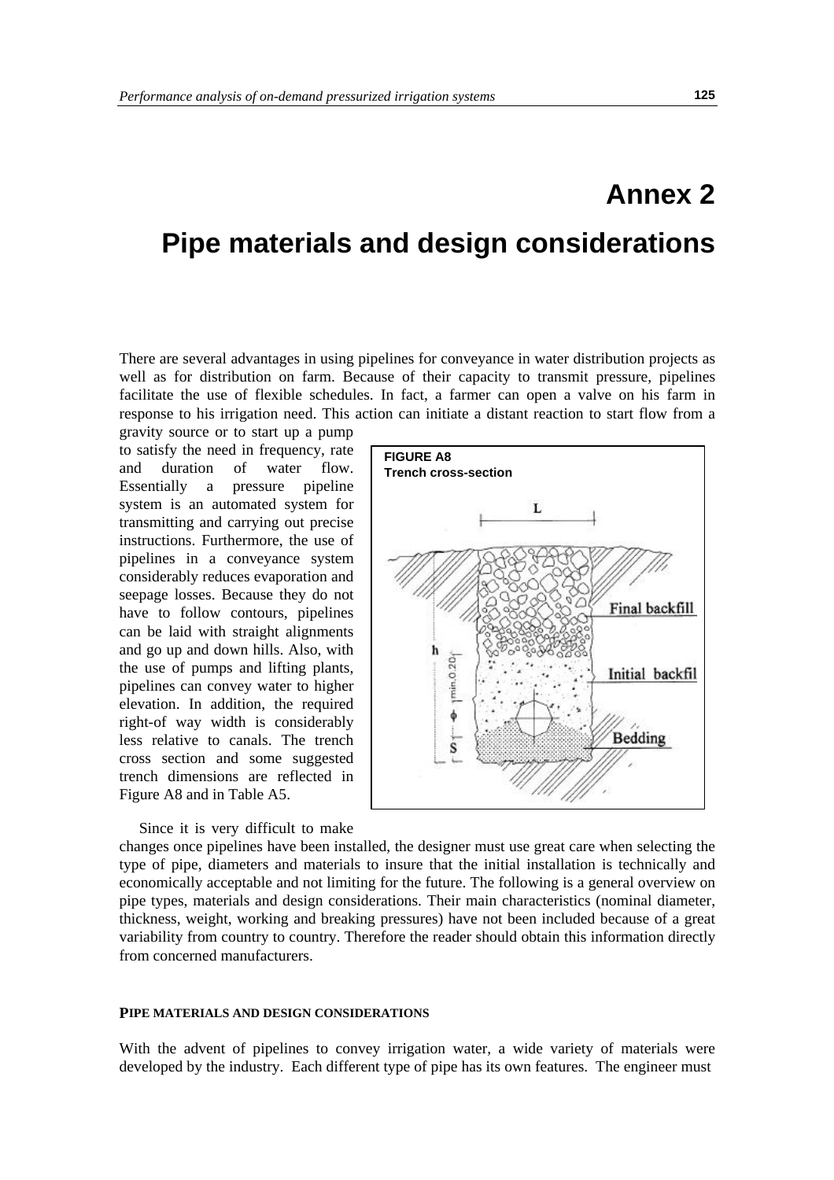# Annex 2

# Pipe materials and design considerations

There are several advantages in using pipelines for conveyance in water distribution projects as well as for distribution on farm. Because of their capacity to transmit pressure, pipelines facilitate the use of flexible schedules. In fact, a farmer can open a valve on his farm in response to his irrigation need. This action can initiate a distant reaction to start flow from a gravity source or to start up a pump to satisfy the need in frequency, rate and duration of water flow. Essentially a pressure pipeline system is an automated system for transmitting and carrying out precise instructions. Furthermore, the use of pipelines in a conveyance system considerably reduces evaporation and seepage losses. Because they do not have to follow contours, pipelines can be laid with straight alignments and go up and down hills. Also, with the use of pumps and lifting plants, pipelines can convey water to higher elevation. In addition, the required right-of way width is considerably less relative to canals. The trench cross section and some suggested trench dimensions are reflected in Figure A8 and in Table A5.

**FIGURE A8**
**Trench cross-section**

Since it is very difficult to make changes once pipelines have been installed, the designer must use great care when selecting the type of pipe, diameters and materials to insure that the initial installation is technically and economically acceptable and not limiting for the future. The following is a general overview on pipe types, materials and design considerations. Their main characteristics (nominal diameter, thickness, weight, working and breaking pressures) have not been included because of a great variability from country to country. Therefore the reader should obtain this information directly from concerned manufacturers.

## PIPE MATERIALS AND DESIGN CONSIDERATIONS

With the advent of pipelines to convey irrigation water, a wide variety of materials were developed by the industry. Each different type of pipe has its own features. The engineer must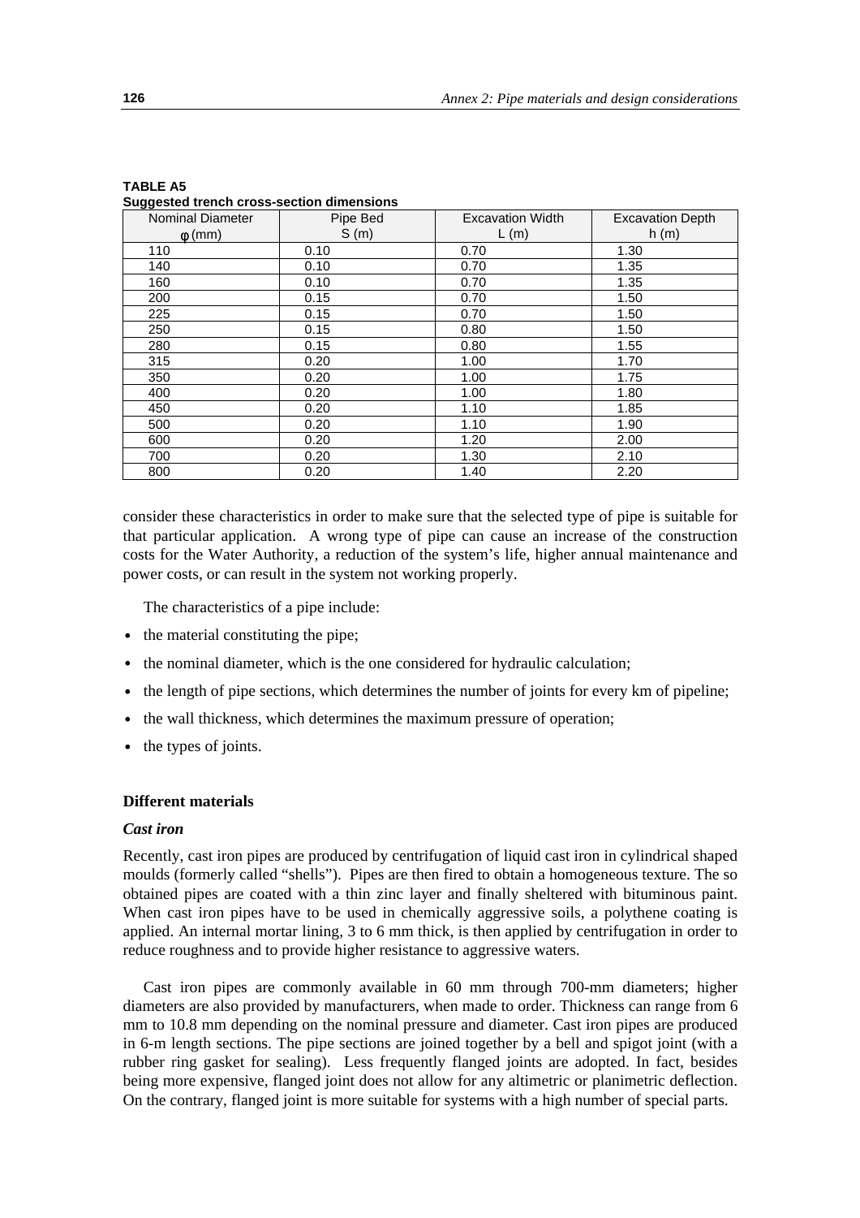**TABLE A5**
**Suggested trench cross-section dimensions**

| Nominal Diameter φ (mm) | Pipe Bed S (m) | Excavation Width L (m) | Excavation Depth h (m) |
|---|---|---|---|
| 110 | 0.10 | 0.70 | 1.30 |
| 140 | 0.10 | 0.70 | 1.35 |
| 160 | 0.10 | 0.70 | 1.35 |
| 200 | 0.15 | 0.70 | 1.50 |
| 225 | 0.15 | 0.70 | 1.50 |
| 250 | 0.15 | 0.80 | 1.50 |
| 280 | 0.15 | 0.80 | 1.55 |
| 315 | 0.20 | 1.00 | 1.70 |
| 350 | 0.20 | 1.00 | 1.75 |
| 400 | 0.20 | 1.00 | 1.80 |
| 450 | 0.20 | 1.10 | 1.85 |
| 500 | 0.20 | 1.10 | 1.90 |
| 600 | 0.20 | 1.20 | 2.00 |
| 700 | 0.20 | 1.30 | 2.10 |
| 800 | 0.20 | 1.40 | 2.20 |

consider these characteristics in order to make sure that the selected type of pipe is suitable for that particular application. A wrong type of pipe can cause an increase of the construction costs for the Water Authority, a reduction of the system's life, higher annual maintenance and power costs, or can result in the system not working properly.

The characteristics of a pipe include:

- the material constituting the pipe;
- the nominal diameter, which is the one considered for hydraulic calculation;
- the length of pipe sections, which determines the number of joints for every km of pipeline;
- the wall thickness, which determines the maximum pressure of operation;
- the types of joints.

### Different materials

#### *Cast iron*

Recently, cast iron pipes are produced by centrifugation of liquid cast iron in cylindrical shaped moulds (formerly called "shells"). Pipes are then fired to obtain a homogeneous texture. The so obtained pipes are coated with a thin zinc layer and finally sheltered with bituminous paint. When cast iron pipes have to be used in chemically aggressive soils, a polythene coating is applied. An internal mortar lining, 3 to 6 mm thick, is then applied by centrifugation in order to reduce roughness and to provide higher resistance to aggressive waters.

Cast iron pipes are commonly available in 60 mm through 700-mm diameters; higher diameters are also provided by manufacturers, when made to order. Thickness can range from 6 mm to 10.8 mm depending on the nominal pressure and diameter. Cast iron pipes are produced in 6-m length sections. The pipe sections are joined together by a bell and spigot joint (with a rubber ring gasket for sealing). Less frequently flanged joints are adopted. In fact, besides being more expensive, flanged joint does not allow for any altimetric or planimetric deflection. On the contrary, flanged joint is more suitable for systems with a high number of special parts.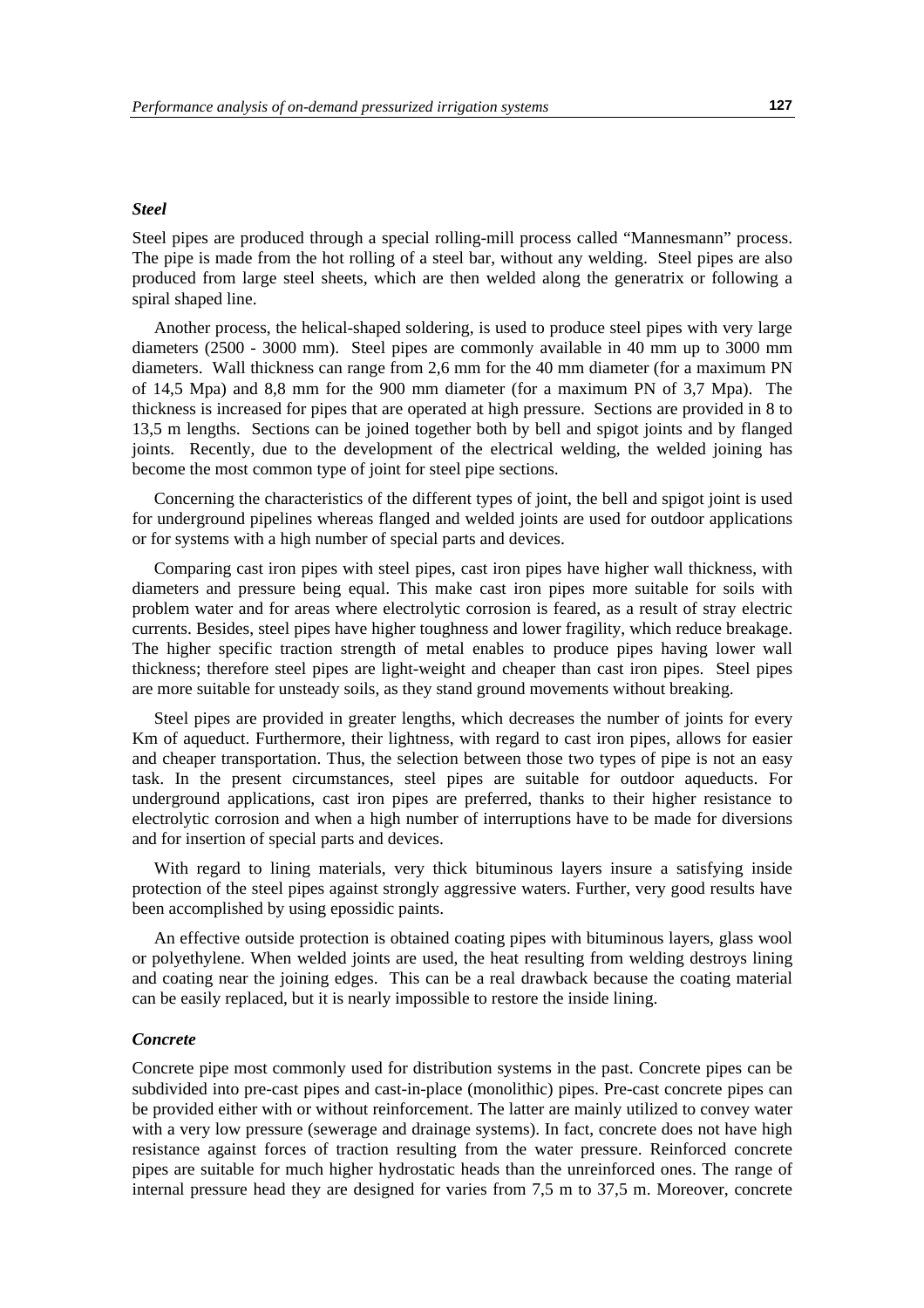### *Steel*

Steel pipes are produced through a special rolling-mill process called "Mannesmann" process. The pipe is made from the hot rolling of a steel bar, without any welding. Steel pipes are also produced from large steel sheets, which are then welded along the generatrix or following a spiral shaped line.

Another process, the helical-shaped soldering, is used to produce steel pipes with very large diameters (2500 - 3000 mm). Steel pipes are commonly available in 40 mm up to 3000 mm diameters. Wall thickness can range from 2,6 mm for the 40 mm diameter (for a maximum PN of 14,5 Mpa) and 8,8 mm for the 900 mm diameter (for a maximum PN of 3,7 Mpa). The thickness is increased for pipes that are operated at high pressure. Sections are provided in 8 to 13,5 m lengths. Sections can be joined together both by bell and spigot joints and by flanged joints. Recently, due to the development of the electrical welding, the welded joining has become the most common type of joint for steel pipe sections.

Concerning the characteristics of the different types of joint, the bell and spigot joint is used for underground pipelines whereas flanged and welded joints are used for outdoor applications or for systems with a high number of special parts and devices.

Comparing cast iron pipes with steel pipes, cast iron pipes have higher wall thickness, with diameters and pressure being equal. This make cast iron pipes more suitable for soils with problem water and for areas where electrolytic corrosion is feared, as a result of stray electric currents. Besides, steel pipes have higher toughness and lower fragility, which reduce breakage. The higher specific traction strength of metal enables to produce pipes having lower wall thickness; therefore steel pipes are light-weight and cheaper than cast iron pipes. Steel pipes are more suitable for unsteady soils, as they stand ground movements without breaking.

Steel pipes are provided in greater lengths, which decreases the number of joints for every Km of aqueduct. Furthermore, their lightness, with regard to cast iron pipes, allows for easier and cheaper transportation. Thus, the selection between those two types of pipe is not an easy task. In the present circumstances, steel pipes are suitable for outdoor aqueducts. For underground applications, cast iron pipes are preferred, thanks to their higher resistance to electrolytic corrosion and when a high number of interruptions have to be made for diversions and for insertion of special parts and devices.

With regard to lining materials, very thick bituminous layers insure a satisfying inside protection of the steel pipes against strongly aggressive waters. Further, very good results have been accomplished by using epossidic paints.

An effective outside protection is obtained coating pipes with bituminous layers, glass wool or polyethylene. When welded joints are used, the heat resulting from welding destroys lining and coating near the joining edges. This can be a real drawback because the coating material can be easily replaced, but it is nearly impossible to restore the inside lining.

### *Concrete*

Concrete pipe most commonly used for distribution systems in the past. Concrete pipes can be subdivided into pre-cast pipes and cast-in-place (monolithic) pipes. Pre-cast concrete pipes can be provided either with or without reinforcement. The latter are mainly utilized to convey water with a very low pressure (sewerage and drainage systems). In fact, concrete does not have high resistance against forces of traction resulting from the water pressure. Reinforced concrete pipes are suitable for much higher hydrostatic heads than the unreinforced ones. The range of internal pressure head they are designed for varies from 7,5 m to 37,5 m. Moreover, concrete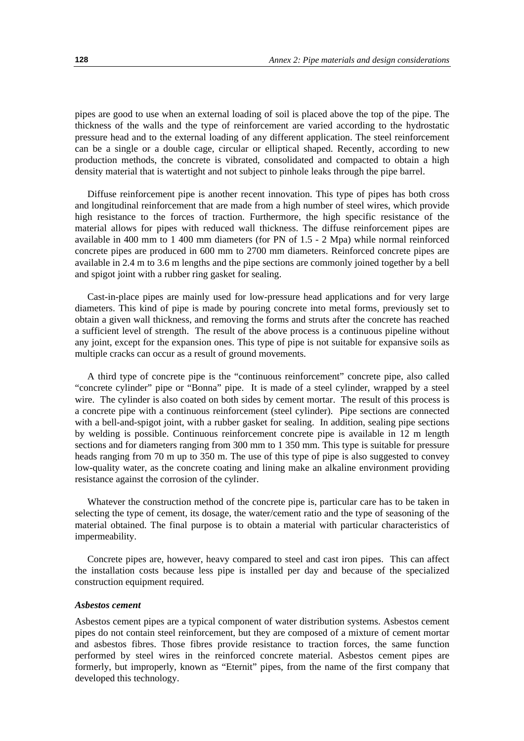pipes are good to use when an external loading of soil is placed above the top of the pipe. The thickness of the walls and the type of reinforcement are varied according to the hydrostatic pressure head and to the external loading of any different application. The steel reinforcement can be a single or a double cage, circular or elliptical shaped. Recently, according to new production methods, the concrete is vibrated, consolidated and compacted to obtain a high density material that is watertight and not subject to pinhole leaks through the pipe barrel.

Diffuse reinforcement pipe is another recent innovation. This type of pipes has both cross and longitudinal reinforcement that are made from a high number of steel wires, which provide high resistance to the forces of traction. Furthermore, the high specific resistance of the material allows for pipes with reduced wall thickness. The diffuse reinforcement pipes are available in 400 mm to 1 400 mm diameters (for PN of 1.5 - 2 Mpa) while normal reinforced concrete pipes are produced in 600 mm to 2700 mm diameters. Reinforced concrete pipes are available in 2.4 m to 3.6 m lengths and the pipe sections are commonly joined together by a bell and spigot joint with a rubber ring gasket for sealing.

Cast-in-place pipes are mainly used for low-pressure head applications and for very large diameters. This kind of pipe is made by pouring concrete into metal forms, previously set to obtain a given wall thickness, and removing the forms and struts after the concrete has reached a sufficient level of strength. The result of the above process is a continuous pipeline without any joint, except for the expansion ones. This type of pipe is not suitable for expansive soils as multiple cracks can occur as a result of ground movements.

A third type of concrete pipe is the "continuous reinforcement" concrete pipe, also called "concrete cylinder" pipe or "Bonna" pipe. It is made of a steel cylinder, wrapped by a steel wire. The cylinder is also coated on both sides by cement mortar. The result of this process is a concrete pipe with a continuous reinforcement (steel cylinder). Pipe sections are connected with a bell-and-spigot joint, with a rubber gasket for sealing. In addition, sealing pipe sections by welding is possible. Continuous reinforcement concrete pipe is available in 12 m length sections and for diameters ranging from 300 mm to 1 350 mm. This type is suitable for pressure heads ranging from 70 m up to 350 m. The use of this type of pipe is also suggested to convey low-quality water, as the concrete coating and lining make an alkaline environment providing resistance against the corrosion of the cylinder.

Whatever the construction method of the concrete pipe is, particular care has to be taken in selecting the type of cement, its dosage, the water/cement ratio and the type of seasoning of the material obtained. The final purpose is to obtain a material with particular characteristics of impermeability.

Concrete pipes are, however, heavy compared to steel and cast iron pipes. This can affect the installation costs because less pipe is installed per day and because of the specialized construction equipment required.

***Asbestos cement***

Asbestos cement pipes are a typical component of water distribution systems. Asbestos cement pipes do not contain steel reinforcement, but they are composed of a mixture of cement mortar and asbestos fibres. Those fibres provide resistance to traction forces, the same function performed by steel wires in the reinforced concrete material. Asbestos cement pipes are formerly, but improperly, known as "Eternit" pipes, from the name of the first company that developed this technology.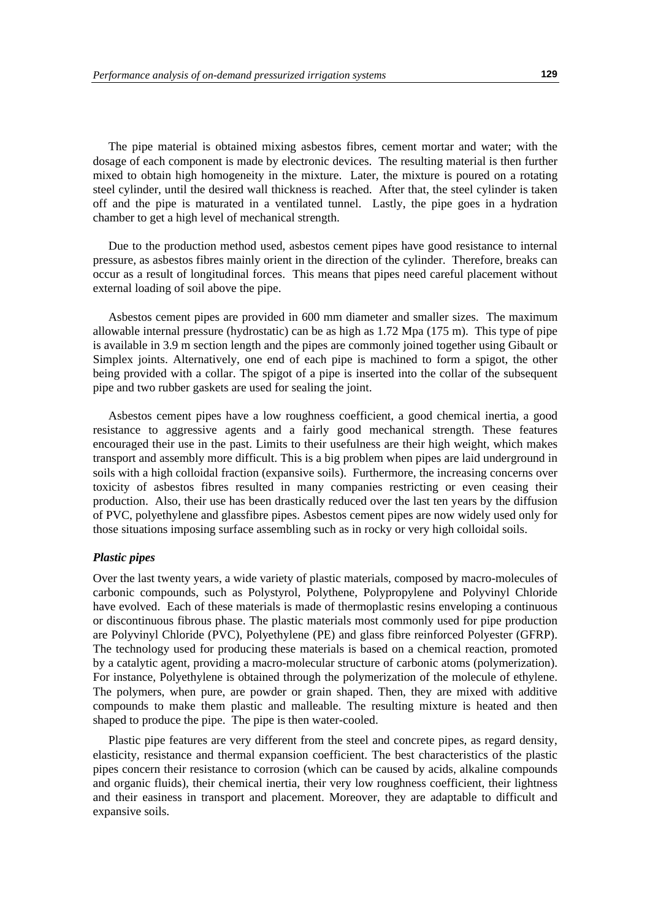The pipe material is obtained mixing asbestos fibres, cement mortar and water; with the dosage of each component is made by electronic devices. The resulting material is then further mixed to obtain high homogeneity in the mixture. Later, the mixture is poured on a rotating steel cylinder, until the desired wall thickness is reached. After that, the steel cylinder is taken off and the pipe is maturated in a ventilated tunnel. Lastly, the pipe goes in a hydration chamber to get a high level of mechanical strength.

Due to the production method used, asbestos cement pipes have good resistance to internal pressure, as asbestos fibres mainly orient in the direction of the cylinder. Therefore, breaks can occur as a result of longitudinal forces. This means that pipes need careful placement without external loading of soil above the pipe.

Asbestos cement pipes are provided in 600 mm diameter and smaller sizes. The maximum allowable internal pressure (hydrostatic) can be as high as 1.72 Mpa (175 m). This type of pipe is available in 3.9 m section length and the pipes are commonly joined together using Gibault or Simplex joints. Alternatively, one end of each pipe is machined to form a spigot, the other being provided with a collar. The spigot of a pipe is inserted into the collar of the subsequent pipe and two rubber gaskets are used for sealing the joint.

Asbestos cement pipes have a low roughness coefficient, a good chemical inertia, a good resistance to aggressive agents and a fairly good mechanical strength. These features encouraged their use in the past. Limits to their usefulness are their high weight, which makes transport and assembly more difficult. This is a big problem when pipes are laid underground in soils with a high colloidal fraction (expansive soils). Furthermore, the increasing concerns over toxicity of asbestos fibres resulted in many companies restricting or even ceasing their production. Also, their use has been drastically reduced over the last ten years by the diffusion of PVC, polyethylene and glassfibre pipes. Asbestos cement pipes are now widely used only for those situations imposing surface assembling such as in rocky or very high colloidal soils.

***Plastic pipes***

Over the last twenty years, a wide variety of plastic materials, composed by macro-molecules of carbonic compounds, such as Polystyrol, Polythene, Polypropylene and Polyvinyl Chloride have evolved. Each of these materials is made of thermoplastic resins enveloping a continuous or discontinuous fibrous phase. The plastic materials most commonly used for pipe production are Polyvinyl Chloride (PVC), Polyethylene (PE) and glass fibre reinforced Polyester (GFRP). The technology used for producing these materials is based on a chemical reaction, promoted by a catalytic agent, providing a macro-molecular structure of carbonic atoms (polymerization). For instance, Polyethylene is obtained through the polymerization of the molecule of ethylene. The polymers, when pure, are powder or grain shaped. Then, they are mixed with additive compounds to make them plastic and malleable. The resulting mixture is heated and then shaped to produce the pipe. The pipe is then water-cooled.

Plastic pipe features are very different from the steel and concrete pipes, as regard density, elasticity, resistance and thermal expansion coefficient. The best characteristics of the plastic pipes concern their resistance to corrosion (which can be caused by acids, alkaline compounds and organic fluids), their chemical inertia, their very low roughness coefficient, their lightness and their easiness in transport and placement. Moreover, they are adaptable to difficult and expansive soils.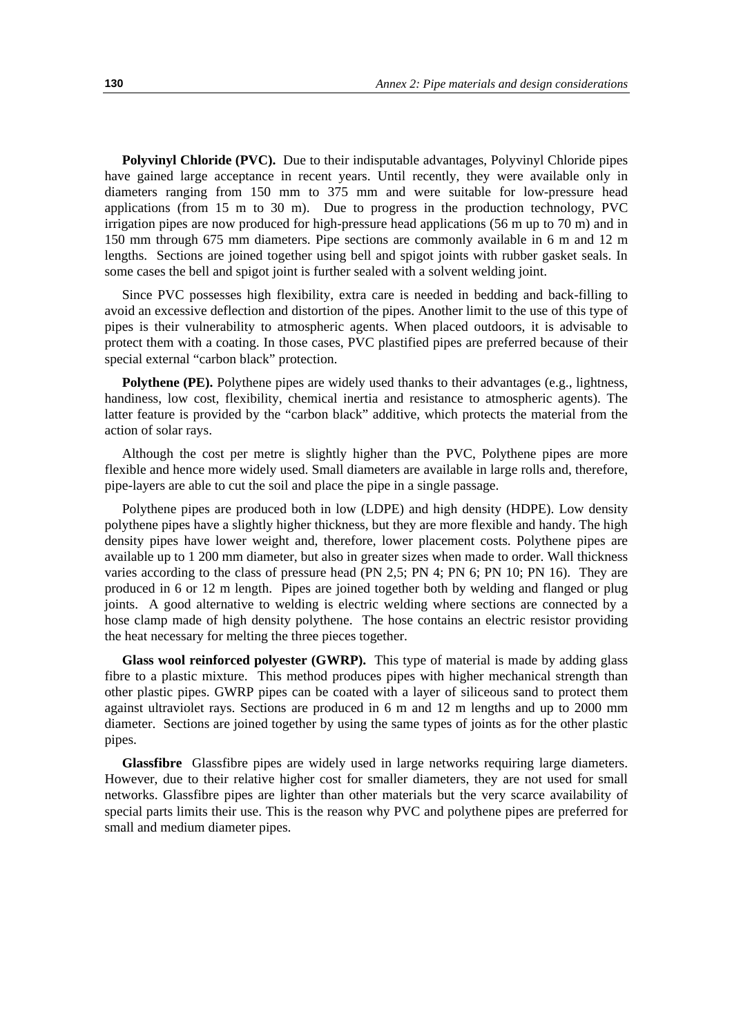**Polyvinyl Chloride (PVC).** Due to their indisputable advantages, Polyvinyl Chloride pipes have gained large acceptance in recent years. Until recently, they were available only in diameters ranging from 150 mm to 375 mm and were suitable for low-pressure head applications (from 15 m to 30 m). Due to progress in the production technology, PVC irrigation pipes are now produced for high-pressure head applications (56 m up to 70 m) and in 150 mm through 675 mm diameters. Pipe sections are commonly available in 6 m and 12 m lengths. Sections are joined together using bell and spigot joints with rubber gasket seals. In some cases the bell and spigot joint is further sealed with a solvent welding joint.

Since PVC possesses high flexibility, extra care is needed in bedding and back-filling to avoid an excessive deflection and distortion of the pipes. Another limit to the use of this type of pipes is their vulnerability to atmospheric agents. When placed outdoors, it is advisable to protect them with a coating. In those cases, PVC plastified pipes are preferred because of their special external "carbon black" protection.

**Polythene (PE).** Polythene pipes are widely used thanks to their advantages (e.g., lightness, handiness, low cost, flexibility, chemical inertia and resistance to atmospheric agents). The latter feature is provided by the "carbon black" additive, which protects the material from the action of solar rays.

Although the cost per metre is slightly higher than the PVC, Polythene pipes are more flexible and hence more widely used. Small diameters are available in large rolls and, therefore, pipe-layers are able to cut the soil and place the pipe in a single passage.

Polythene pipes are produced both in low (LDPE) and high density (HDPE). Low density polythene pipes have a slightly higher thickness, but they are more flexible and handy. The high density pipes have lower weight and, therefore, lower placement costs. Polythene pipes are available up to 1 200 mm diameter, but also in greater sizes when made to order. Wall thickness varies according to the class of pressure head (PN 2,5; PN 4; PN 6; PN 10; PN 16). They are produced in 6 or 12 m length. Pipes are joined together both by welding and flanged or plug joints. A good alternative to welding is electric welding where sections are connected by a hose clamp made of high density polythene. The hose contains an electric resistor providing the heat necessary for melting the three pieces together.

**Glass wool reinforced polyester (GWRP).** This type of material is made by adding glass fibre to a plastic mixture. This method produces pipes with higher mechanical strength than other plastic pipes. GWRP pipes can be coated with a layer of siliceous sand to protect them against ultraviolet rays. Sections are produced in 6 m and 12 m lengths and up to 2000 mm diameter. Sections are joined together by using the same types of joints as for the other plastic pipes.

**Glassfibre** Glassfibre pipes are widely used in large networks requiring large diameters. However, due to their relative higher cost for smaller diameters, they are not used for small networks. Glassfibre pipes are lighter than other materials but the very scarce availability of special parts limits their use. This is the reason why PVC and polythene pipes are preferred for small and medium diameter pipes.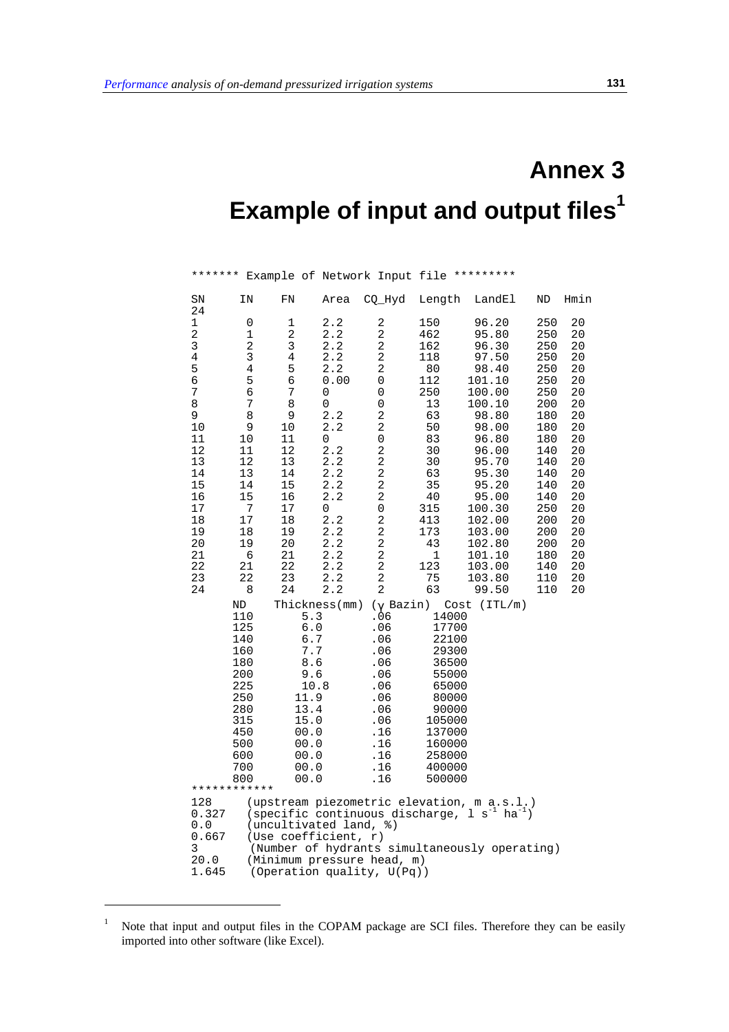# Annex 3

# Example of input and output files[1]

```
******* Example of Network Input file *********

SN      IN      FN      Area    CQ_Hyd  Length   LandEl    ND    Hmin
24
1        0       1      2.2      2       150      96.20    250    20
2        1       2      2.2      2       462      95.80    250    20
3        2       3      2.2      2       162      96.30    250    20
4        3       4      2.2      2       118      97.50    250    20
5        4       5      2.2      2        80      98.40    250    20
6        5       6      0.00     0       112     101.10    250    20
7        6       7      0        0       250     100.00    250    20
8        7       8      0        0        13     100.10    200    20
9        8       9      2.2      2        63      98.80    180    20
10       9      10      2.2      2        50      98.00    180    20
11      10      11      0        0        83      96.80    180    20
12      11      12      2.2      2        30      96.00    140    20
13      12      13      2.2      2        30      95.70    140    20
14      13      14      2.2      2        63      95.30    140    20
15      14      15      2.2      2        35      95.20    140    20
16      15      16      2.2      2        40      95.00    140    20
17       7      17      0        0       315     100.30    250    20
18      17      18      2.2      2       413     102.00    200    20
19      18      19      2.2      2       173     103.00    200    20
20      19      20      2.2      2        43     102.80    200    20
21       6      21      2.2      2         1     101.10    180    20
22      21      22      2.2      2       123     103.00    140    20
23      22      23      2.2      2        75     103.80    110    20
24       8      24      2.2      2        63      99.50    110    20
        ND      Thickness(mm)  (γ Bazin)  Cost (ITL/m)
        110         5.3         .06        14000
        125         6.0         .06        17700
        140         6.7         .06        22100
        160         7.7         .06        29300
        180         8.6         .06        36500
        200         9.6         .06        55000
        225         10.8        .06        65000
        250        11.9         .06        80000
        280        13.4         .06        90000
        315        15.0         .06       105000
        450        00.0         .16       137000
        500        00.0         .16       160000
        600        00.0         .16       258000
        700        00.0         .16       400000
        800        00.0         .16       500000
************
128      (upstream piezometric elevation, m a.s.l.)
0.327    (specific continuous discharge, l s-1 ha-1)
0.0      (uncultivated land, %)
0.667    (Use coefficient, r)
3         (Number of hydrants simultaneously operating)
20.0     (Minimum pressure head, m)
1.645     (Operation quality, U(Pq))
```

[1] Note that input and output files in the COPAM package are SCI files. Therefore they can be easily imported into other software (like Excel).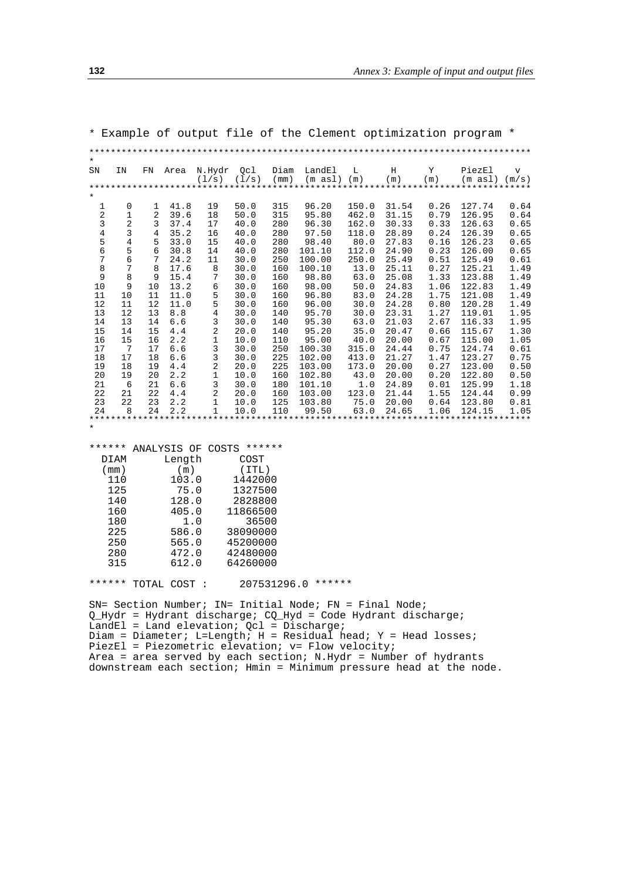\* Example of output file of the Clement optimization program \*

| SN | IN | FN | Area | N.Hydr (l/s) | Qcl (l/s) | Diam (mm) | LandEl (m asl) | L (m) | H (m) | Y (m) | PiezEl (m asl) | v (m/s) |
|---|---|---|---|---|---|---|---|---|---|---|---|---|
| 1 | 0 | 1 | 41.8 | 19 | 50.0 | 315 | 96.20 | 150.0 | 31.54 | 0.26 | 127.74 | 0.64 |
| 2 | 1 | 2 | 39.6 | 18 | 50.0 | 315 | 95.80 | 462.0 | 31.15 | 0.79 | 126.95 | 0.64 |
| 3 | 2 | 3 | 37.4 | 17 | 40.0 | 280 | 96.30 | 162.0 | 30.33 | 0.33 | 126.63 | 0.65 |
| 4 | 3 | 4 | 35.2 | 16 | 40.0 | 280 | 97.50 | 118.0 | 28.89 | 0.24 | 126.39 | 0.65 |
| 5 | 4 | 5 | 33.0 | 15 | 40.0 | 280 | 98.40 | 80.0 | 27.83 | 0.16 | 126.23 | 0.65 |
| 6 | 5 | 6 | 30.8 | 14 | 40.0 | 280 | 101.10 | 112.0 | 24.90 | 0.23 | 126.00 | 0.65 |
| 7 | 6 | 7 | 24.2 | 11 | 30.0 | 250 | 100.00 | 250.0 | 25.49 | 0.51 | 125.49 | 0.61 |
| 8 | 7 | 8 | 17.6 | 8 | 30.0 | 160 | 100.10 | 13.0 | 25.11 | 0.27 | 125.21 | 1.49 |
| 9 | 8 | 9 | 15.4 | 7 | 30.0 | 160 | 98.80 | 63.0 | 25.08 | 1.33 | 123.88 | 1.49 |
| 10 | 9 | 10 | 13.2 | 6 | 30.0 | 160 | 98.00 | 50.0 | 24.83 | 1.06 | 122.83 | 1.49 |
| 11 | 10 | 11 | 11.0 | 5 | 30.0 | 160 | 96.80 | 83.0 | 24.28 | 1.75 | 121.08 | 1.49 |
| 12 | 11 | 12 | 11.0 | 5 | 30.0 | 160 | 96.00 | 30.0 | 24.28 | 0.80 | 120.28 | 1.49 |
| 13 | 12 | 13 | 8.8 | 4 | 30.0 | 140 | 95.70 | 30.0 | 23.31 | 1.27 | 119.01 | 1.95 |
| 14 | 13 | 14 | 6.6 | 3 | 30.0 | 140 | 95.30 | 63.0 | 21.03 | 2.67 | 116.33 | 1.95 |
| 15 | 14 | 15 | 4.4 | 2 | 20.0 | 140 | 95.20 | 35.0 | 20.47 | 0.66 | 115.67 | 1.30 |
| 16 | 15 | 16 | 2.2 | 1 | 10.0 | 110 | 95.00 | 40.0 | 20.00 | 0.67 | 115.00 | 1.05 |
| 17 | 7 | 17 | 6.6 | 3 | 30.0 | 250 | 100.30 | 315.0 | 24.44 | 0.75 | 124.74 | 0.61 |
| 18 | 17 | 18 | 6.6 | 3 | 30.0 | 225 | 102.00 | 413.0 | 21.27 | 1.47 | 123.27 | 0.75 |
| 19 | 18 | 19 | 4.4 | 2 | 20.0 | 225 | 103.00 | 173.0 | 20.00 | 0.27 | 123.00 | 0.50 |
| 20 | 19 | 20 | 2.2 | 1 | 10.0 | 160 | 102.80 | 43.0 | 20.00 | 0.20 | 122.80 | 0.50 |
| 21 | 6 | 21 | 6.6 | 3 | 30.0 | 180 | 101.10 | 1.0 | 24.89 | 0.01 | 125.99 | 1.18 |
| 22 | 21 | 22 | 4.4 | 2 | 20.0 | 160 | 103.00 | 123.0 | 21.44 | 1.55 | 124.44 | 0.99 |
| 23 | 22 | 23 | 2.2 | 1 | 10.0 | 125 | 103.80 | 75.0 | 20.00 | 0.64 | 123.80 | 0.81 |
| 24 | 8 | 24 | 2.2 | 1 | 10.0 | 110 | 99.50 | 63.0 | 24.65 | 1.06 | 124.15 | 1.05 |

\*\*\*\*\*\* ANALYSIS OF COSTS \*\*\*\*\*\*

| DIAM (mm) | Length (m) | COST (ITL) |
|---|---|---|
| 110 | 103.0 | 1442000 |
| 125 | 75.0 | 1327500 |
| 140 | 128.0 | 2828800 |
| 160 | 405.0 | 11866500 |
| 180 | 1.0 | 36500 |
| 225 | 586.0 | 38090000 |
| 250 | 565.0 | 45200000 |
| 280 | 472.0 | 42480000 |
| 315 | 612.0 | 64260000 |

\*\*\*\*\*\* TOTAL COST : 207531296.0 \*\*\*\*\*\*

SN= Section Number; IN= Initial Node; FN = Final Node;
Q_Hydr = Hydrant discharge; CQ_Hyd = Code Hydrant discharge;
LandEl = Land elevation; Qcl = Discharge;
Diam = Diameter; L=Length; H = Residual head; Y = Head losses;
PiezEl = Piezometric elevation; v= Flow velocity;
Area = area served by each section; N.Hydr = Number of hydrants downstream each section; Hmin = Minimum pressure head at the node.